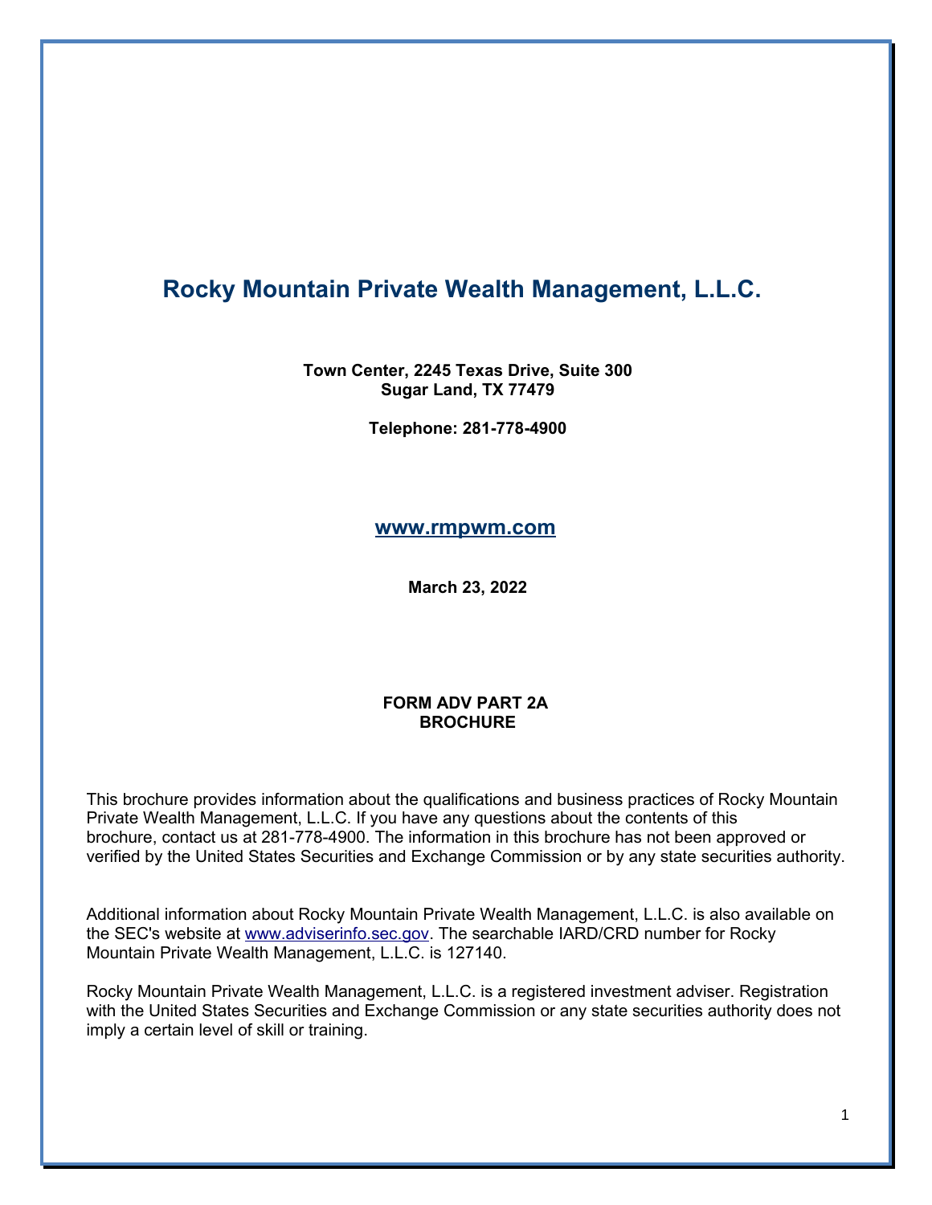# Rocky Mountain Private Wealth Management, L.L.C.

**Town Center, 2245 Texas Drive, Suite 300**
**Sugar Land, TX 77479**

**Telephone: 281-778-4900**

**www.rmpwm.com**

**March 23, 2022**

**FORM ADV PART 2A**
**BROCHURE**

This brochure provides information about the qualifications and business practices of Rocky Mountain Private Wealth Management, L.L.C. If you have any questions about the contents of this brochure, contact us at 281-778-4900. The information in this brochure has not been approved or verified by the United States Securities and Exchange Commission or by any state securities authority.

Additional information about Rocky Mountain Private Wealth Management, L.L.C. is also available on the SEC's website at www.adviserinfo.sec.gov. The searchable IARD/CRD number for Rocky Mountain Private Wealth Management, L.L.C. is 127140.

Rocky Mountain Private Wealth Management, L.L.C. is a registered investment adviser. Registration with the United States Securities and Exchange Commission or any state securities authority does not imply a certain level of skill or training.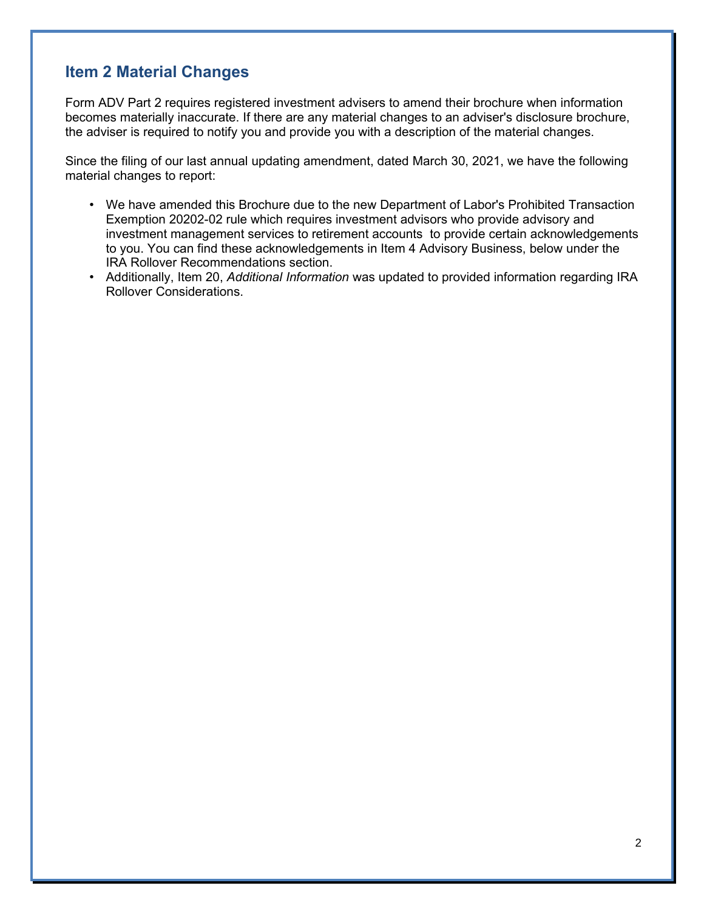## Item 2 Material Changes

Form ADV Part 2 requires registered investment advisers to amend their brochure when information becomes materially inaccurate. If there are any material changes to an adviser's disclosure brochure, the adviser is required to notify you and provide you with a description of the material changes.

Since the filing of our last annual updating amendment, dated March 30, 2021, we have the following material changes to report:

- We have amended this Brochure due to the new Department of Labor's Prohibited Transaction Exemption 20202-02 rule which requires investment advisors who provide advisory and investment management services to retirement accounts to provide certain acknowledgements to you. You can find these acknowledgements in Item 4 Advisory Business, below under the IRA Rollover Recommendations section.
- Additionally, Item 20, *Additional Information* was updated to provided information regarding IRA Rollover Considerations.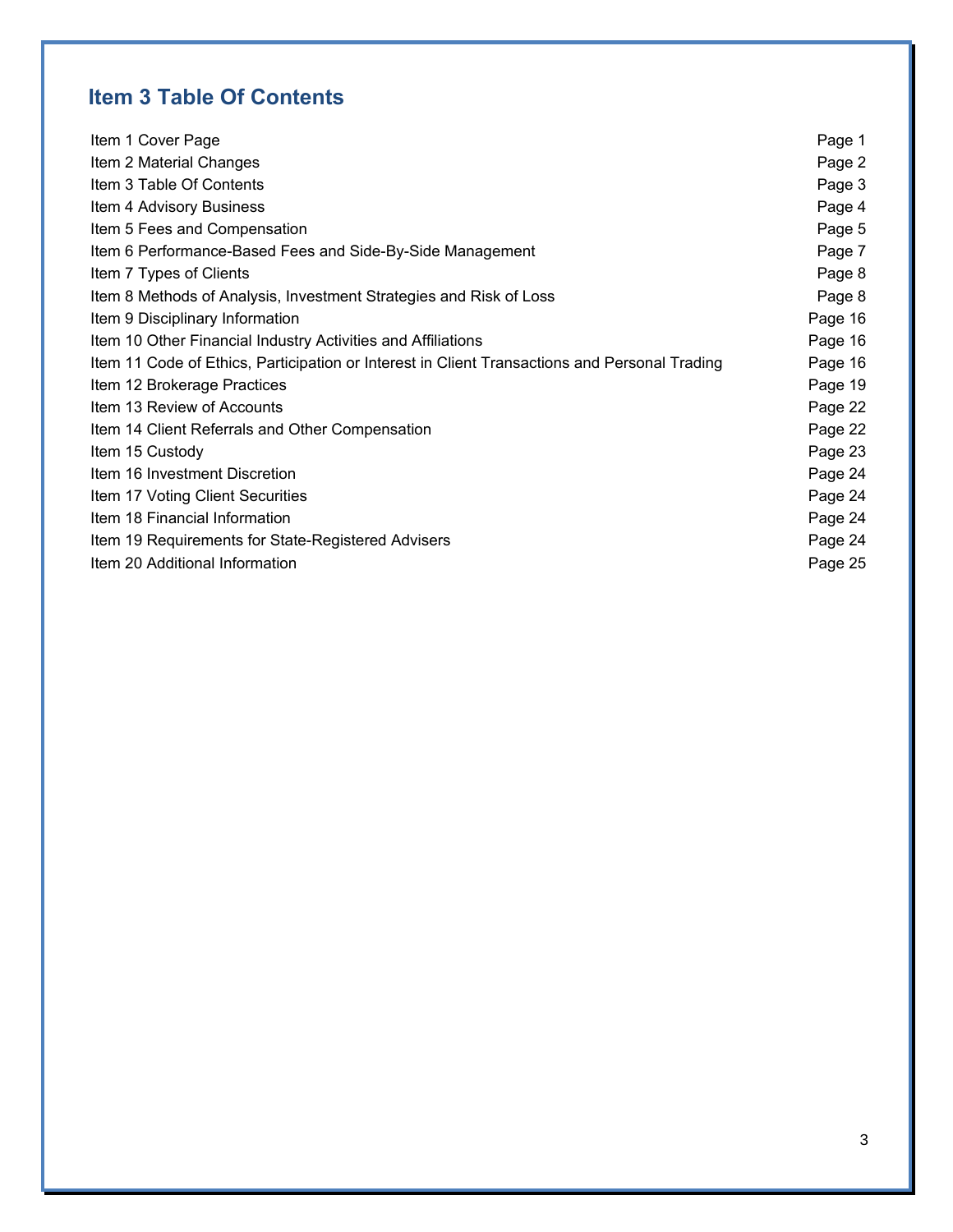## Item 3 Table Of Contents

| | |
|---|---|
| Item 1 Cover Page | Page 1 |
| Item 2 Material Changes | Page 2 |
| Item 3 Table Of Contents | Page 3 |
| Item 4 Advisory Business | Page 4 |
| Item 5 Fees and Compensation | Page 5 |
| Item 6 Performance-Based Fees and Side-By-Side Management | Page 7 |
| Item 7 Types of Clients | Page 8 |
| Item 8 Methods of Analysis, Investment Strategies and Risk of Loss | Page 8 |
| Item 9 Disciplinary Information | Page 16 |
| Item 10 Other Financial Industry Activities and Affiliations | Page 16 |
| Item 11 Code of Ethics, Participation or Interest in Client Transactions and Personal Trading | Page 16 |
| Item 12 Brokerage Practices | Page 19 |
| Item 13 Review of Accounts | Page 22 |
| Item 14 Client Referrals and Other Compensation | Page 22 |
| Item 15 Custody | Page 23 |
| Item 16 Investment Discretion | Page 24 |
| Item 17 Voting Client Securities | Page 24 |
| Item 18 Financial Information | Page 24 |
| Item 19 Requirements for State-Registered Advisers | Page 24 |
| Item 20 Additional Information | Page 25 |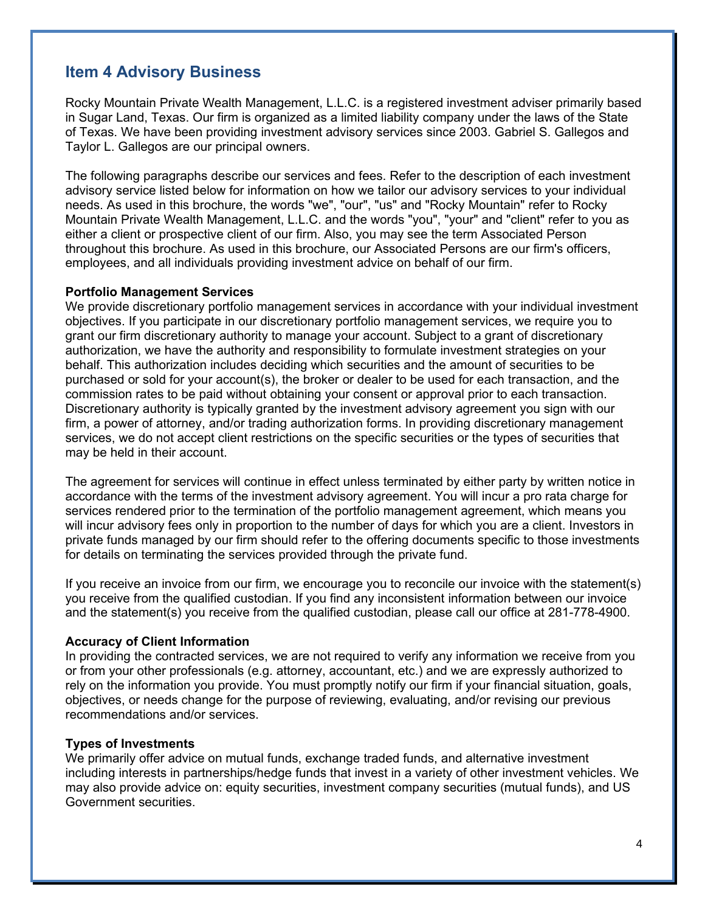## Item 4 Advisory Business

Rocky Mountain Private Wealth Management, L.L.C. is a registered investment adviser primarily based in Sugar Land, Texas. Our firm is organized as a limited liability company under the laws of the State of Texas. We have been providing investment advisory services since 2003. Gabriel S. Gallegos and Taylor L. Gallegos are our principal owners.

The following paragraphs describe our services and fees. Refer to the description of each investment advisory service listed below for information on how we tailor our advisory services to your individual needs. As used in this brochure, the words "we", "our", "us" and "Rocky Mountain" refer to Rocky Mountain Private Wealth Management, L.L.C. and the words "you", "your" and "client" refer to you as either a client or prospective client of our firm. Also, you may see the term Associated Person throughout this brochure. As used in this brochure, our Associated Persons are our firm's officers, employees, and all individuals providing investment advice on behalf of our firm.

**Portfolio Management Services**
We provide discretionary portfolio management services in accordance with your individual investment objectives. If you participate in our discretionary portfolio management services, we require you to grant our firm discretionary authority to manage your account. Subject to a grant of discretionary authorization, we have the authority and responsibility to formulate investment strategies on your behalf. This authorization includes deciding which securities and the amount of securities to be purchased or sold for your account(s), the broker or dealer to be used for each transaction, and the commission rates to be paid without obtaining your consent or approval prior to each transaction. Discretionary authority is typically granted by the investment advisory agreement you sign with our firm, a power of attorney, and/or trading authorization forms. In providing discretionary management services, we do not accept client restrictions on the specific securities or the types of securities that may be held in their account.

The agreement for services will continue in effect unless terminated by either party by written notice in accordance with the terms of the investment advisory agreement. You will incur a pro rata charge for services rendered prior to the termination of the portfolio management agreement, which means you will incur advisory fees only in proportion to the number of days for which you are a client. Investors in private funds managed by our firm should refer to the offering documents specific to those investments for details on terminating the services provided through the private fund.

If you receive an invoice from our firm, we encourage you to reconcile our invoice with the statement(s) you receive from the qualified custodian. If you find any inconsistent information between our invoice and the statement(s) you receive from the qualified custodian, please call our office at 281-778-4900.

**Accuracy of Client Information**
In providing the contracted services, we are not required to verify any information we receive from you or from your other professionals (e.g. attorney, accountant, etc.) and we are expressly authorized to rely on the information you provide. You must promptly notify our firm if your financial situation, goals, objectives, or needs change for the purpose of reviewing, evaluating, and/or revising our previous recommendations and/or services.

**Types of Investments**
We primarily offer advice on mutual funds, exchange traded funds, and alternative investment including interests in partnerships/hedge funds that invest in a variety of other investment vehicles. We may also provide advice on: equity securities, investment company securities (mutual funds), and US Government securities.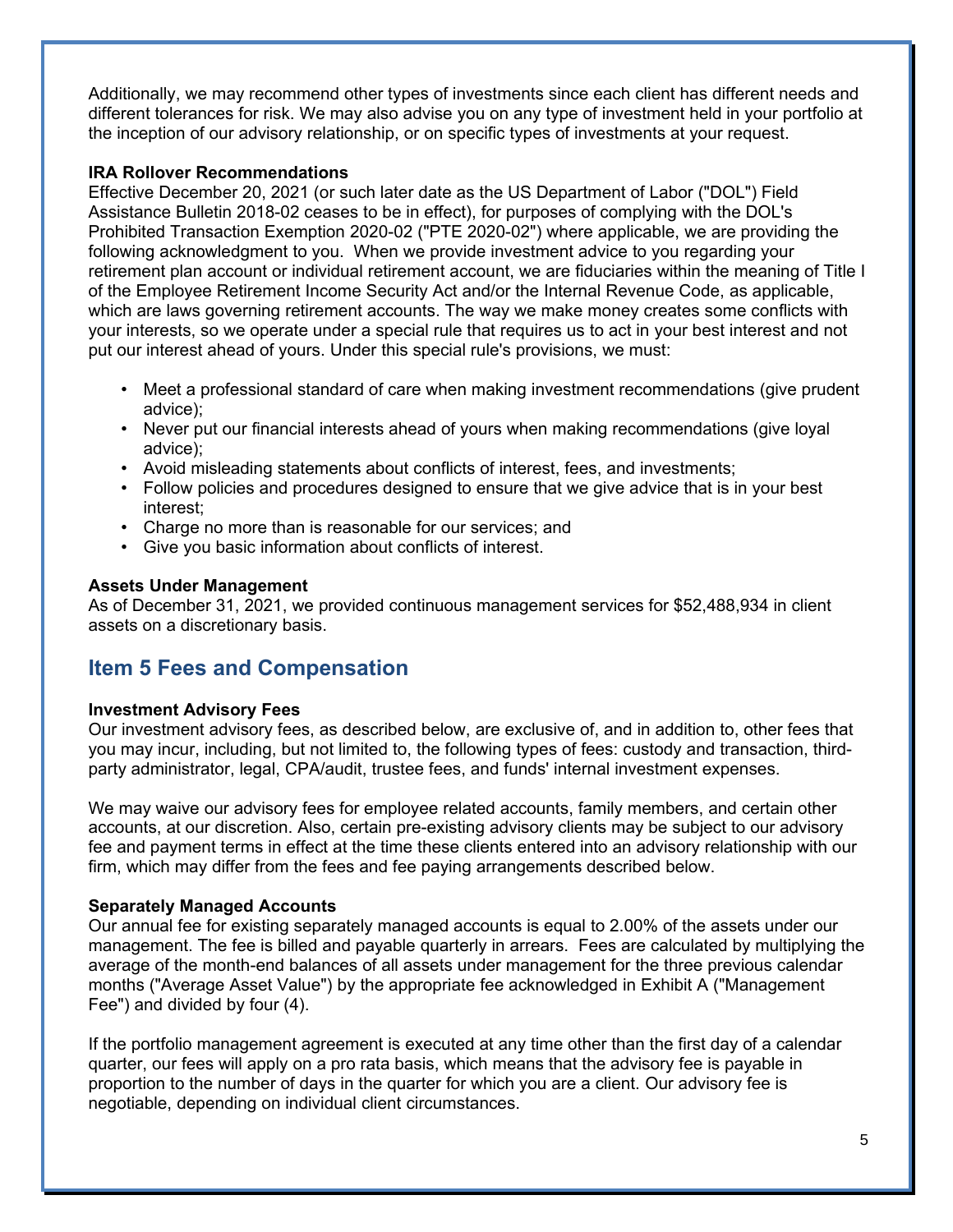Additionally, we may recommend other types of investments since each client has different needs and different tolerances for risk. We may also advise you on any type of investment held in your portfolio at the inception of our advisory relationship, or on specific types of investments at your request.

**IRA Rollover Recommendations**

Effective December 20, 2021 (or such later date as the US Department of Labor ("DOL") Field Assistance Bulletin 2018-02 ceases to be in effect), for purposes of complying with the DOL's Prohibited Transaction Exemption 2020-02 ("PTE 2020-02") where applicable, we are providing the following acknowledgment to you. When we provide investment advice to you regarding your retirement plan account or individual retirement account, we are fiduciaries within the meaning of Title I of the Employee Retirement Income Security Act and/or the Internal Revenue Code, as applicable, which are laws governing retirement accounts. The way we make money creates some conflicts with your interests, so we operate under a special rule that requires us to act in your best interest and not put our interest ahead of yours. Under this special rule's provisions, we must:

- Meet a professional standard of care when making investment recommendations (give prudent advice);
- Never put our financial interests ahead of yours when making recommendations (give loyal advice);
- Avoid misleading statements about conflicts of interest, fees, and investments;
- Follow policies and procedures designed to ensure that we give advice that is in your best interest;
- Charge no more than is reasonable for our services; and
- Give you basic information about conflicts of interest.

**Assets Under Management**

As of December 31, 2021, we provided continuous management services for $52,488,934 in client assets on a discretionary basis.

## Item 5 Fees and Compensation

**Investment Advisory Fees**

Our investment advisory fees, as described below, are exclusive of, and in addition to, other fees that you may incur, including, but not limited to, the following types of fees: custody and transaction, third-party administrator, legal, CPA/audit, trustee fees, and funds' internal investment expenses.

We may waive our advisory fees for employee related accounts, family members, and certain other accounts, at our discretion. Also, certain pre-existing advisory clients may be subject to our advisory fee and payment terms in effect at the time these clients entered into an advisory relationship with our firm, which may differ from the fees and fee paying arrangements described below.

**Separately Managed Accounts**

Our annual fee for existing separately managed accounts is equal to 2.00% of the assets under our management. The fee is billed and payable quarterly in arrears. Fees are calculated by multiplying the average of the month-end balances of all assets under management for the three previous calendar months ("Average Asset Value") by the appropriate fee acknowledged in Exhibit A ("Management Fee") and divided by four (4).

If the portfolio management agreement is executed at any time other than the first day of a calendar quarter, our fees will apply on a pro rata basis, which means that the advisory fee is payable in proportion to the number of days in the quarter for which you are a client. Our advisory fee is negotiable, depending on individual client circumstances.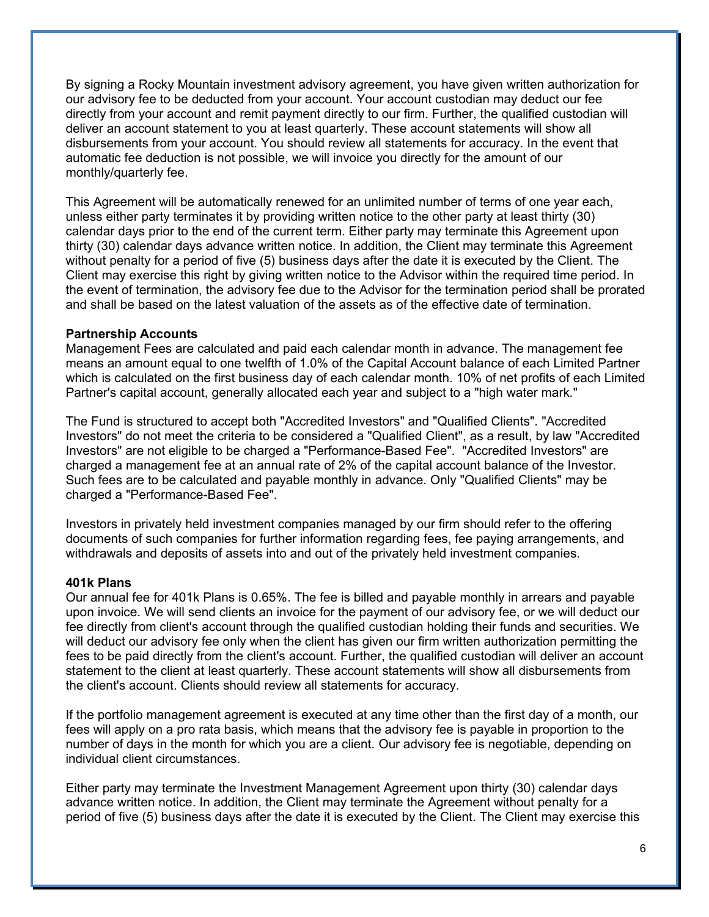By signing a Rocky Mountain investment advisory agreement, you have given written authorization for our advisory fee to be deducted from your account. Your account custodian may deduct our fee directly from your account and remit payment directly to our firm. Further, the qualified custodian will deliver an account statement to you at least quarterly. These account statements will show all disbursements from your account. You should review all statements for accuracy. In the event that automatic fee deduction is not possible, we will invoice you directly for the amount of our monthly/quarterly fee.

This Agreement will be automatically renewed for an unlimited number of terms of one year each, unless either party terminates it by providing written notice to the other party at least thirty (30) calendar days prior to the end of the current term. Either party may terminate this Agreement upon thirty (30) calendar days advance written notice. In addition, the Client may terminate this Agreement without penalty for a period of five (5) business days after the date it is executed by the Client. The Client may exercise this right by giving written notice to the Advisor within the required time period. In the event of termination, the advisory fee due to the Advisor for the termination period shall be prorated and shall be based on the latest valuation of the assets as of the effective date of termination.

**Partnership Accounts**
Management Fees are calculated and paid each calendar month in advance. The management fee means an amount equal to one twelfth of 1.0% of the Capital Account balance of each Limited Partner which is calculated on the first business day of each calendar month. 10% of net profits of each Limited Partner's capital account, generally allocated each year and subject to a "high water mark."

The Fund is structured to accept both "Accredited Investors" and "Qualified Clients". "Accredited Investors" do not meet the criteria to be considered a "Qualified Client", as a result, by law "Accredited Investors" are not eligible to be charged a "Performance-Based Fee". "Accredited Investors" are charged a management fee at an annual rate of 2% of the capital account balance of the Investor. Such fees are to be calculated and payable monthly in advance. Only "Qualified Clients" may be charged a "Performance-Based Fee".

Investors in privately held investment companies managed by our firm should refer to the offering documents of such companies for further information regarding fees, fee paying arrangements, and withdrawals and deposits of assets into and out of the privately held investment companies.

**401k Plans**
Our annual fee for 401k Plans is 0.65%. The fee is billed and payable monthly in arrears and payable upon invoice. We will send clients an invoice for the payment of our advisory fee, or we will deduct our fee directly from client's account through the qualified custodian holding their funds and securities. We will deduct our advisory fee only when the client has given our firm written authorization permitting the fees to be paid directly from the client's account. Further, the qualified custodian will deliver an account statement to the client at least quarterly. These account statements will show all disbursements from the client's account. Clients should review all statements for accuracy.

If the portfolio management agreement is executed at any time other than the first day of a month, our fees will apply on a pro rata basis, which means that the advisory fee is payable in proportion to the number of days in the month for which you are a client. Our advisory fee is negotiable, depending on individual client circumstances.

Either party may terminate the Investment Management Agreement upon thirty (30) calendar days advance written notice. In addition, the Client may terminate the Agreement without penalty for a period of five (5) business days after the date it is executed by the Client. The Client may exercise this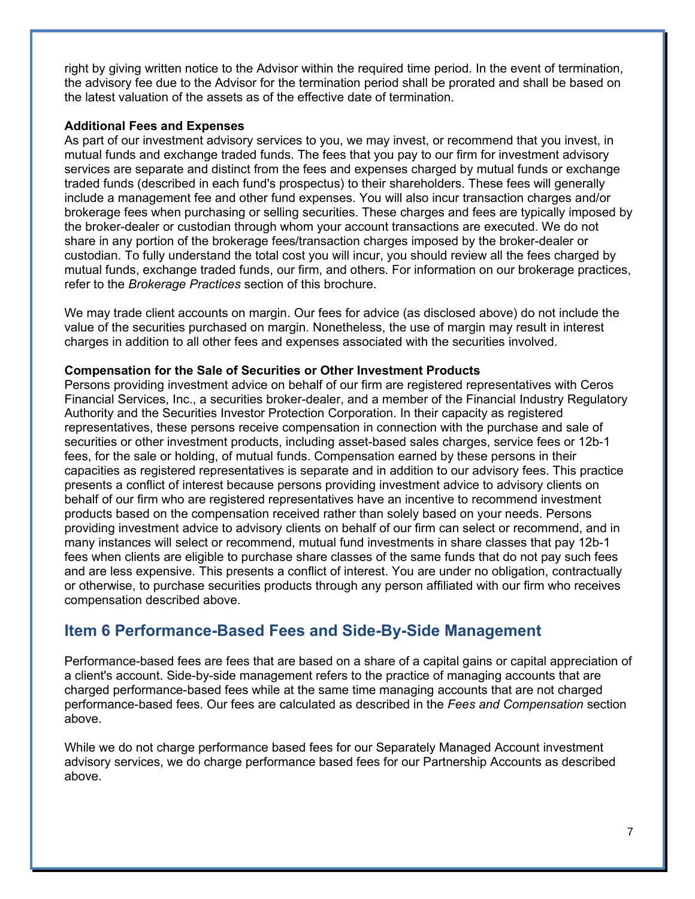right by giving written notice to the Advisor within the required time period. In the event of termination, the advisory fee due to the Advisor for the termination period shall be prorated and shall be based on the latest valuation of the assets as of the effective date of termination.

**Additional Fees and Expenses**

As part of our investment advisory services to you, we may invest, or recommend that you invest, in mutual funds and exchange traded funds. The fees that you pay to our firm for investment advisory services are separate and distinct from the fees and expenses charged by mutual funds or exchange traded funds (described in each fund's prospectus) to their shareholders. These fees will generally include a management fee and other fund expenses. You will also incur transaction charges and/or brokerage fees when purchasing or selling securities. These charges and fees are typically imposed by the broker-dealer or custodian through whom your account transactions are executed. We do not share in any portion of the brokerage fees/transaction charges imposed by the broker-dealer or custodian. To fully understand the total cost you will incur, you should review all the fees charged by mutual funds, exchange traded funds, our firm, and others. For information on our brokerage practices, refer to the *Brokerage Practices* section of this brochure.

We may trade client accounts on margin. Our fees for advice (as disclosed above) do not include the value of the securities purchased on margin. Nonetheless, the use of margin may result in interest charges in addition to all other fees and expenses associated with the securities involved.

**Compensation for the Sale of Securities or Other Investment Products**

Persons providing investment advice on behalf of our firm are registered representatives with Ceros Financial Services, Inc., a securities broker-dealer, and a member of the Financial Industry Regulatory Authority and the Securities Investor Protection Corporation. In their capacity as registered representatives, these persons receive compensation in connection with the purchase and sale of securities or other investment products, including asset-based sales charges, service fees or 12b-1 fees, for the sale or holding, of mutual funds. Compensation earned by these persons in their capacities as registered representatives is separate and in addition to our advisory fees. This practice presents a conflict of interest because persons providing investment advice to advisory clients on behalf of our firm who are registered representatives have an incentive to recommend investment products based on the compensation received rather than solely based on your needs. Persons providing investment advice to advisory clients on behalf of our firm can select or recommend, and in many instances will select or recommend, mutual fund investments in share classes that pay 12b-1 fees when clients are eligible to purchase share classes of the same funds that do not pay such fees and are less expensive. This presents a conflict of interest. You are under no obligation, contractually or otherwise, to purchase securities products through any person affiliated with our firm who receives compensation described above.

## Item 6 Performance-Based Fees and Side-By-Side Management

Performance-based fees are fees that are based on a share of a capital gains or capital appreciation of a client's account. Side-by-side management refers to the practice of managing accounts that are charged performance-based fees while at the same time managing accounts that are not charged performance-based fees. Our fees are calculated as described in the *Fees and Compensation* section above.

While we do not charge performance based fees for our Separately Managed Account investment advisory services, we do charge performance based fees for our Partnership Accounts as described above.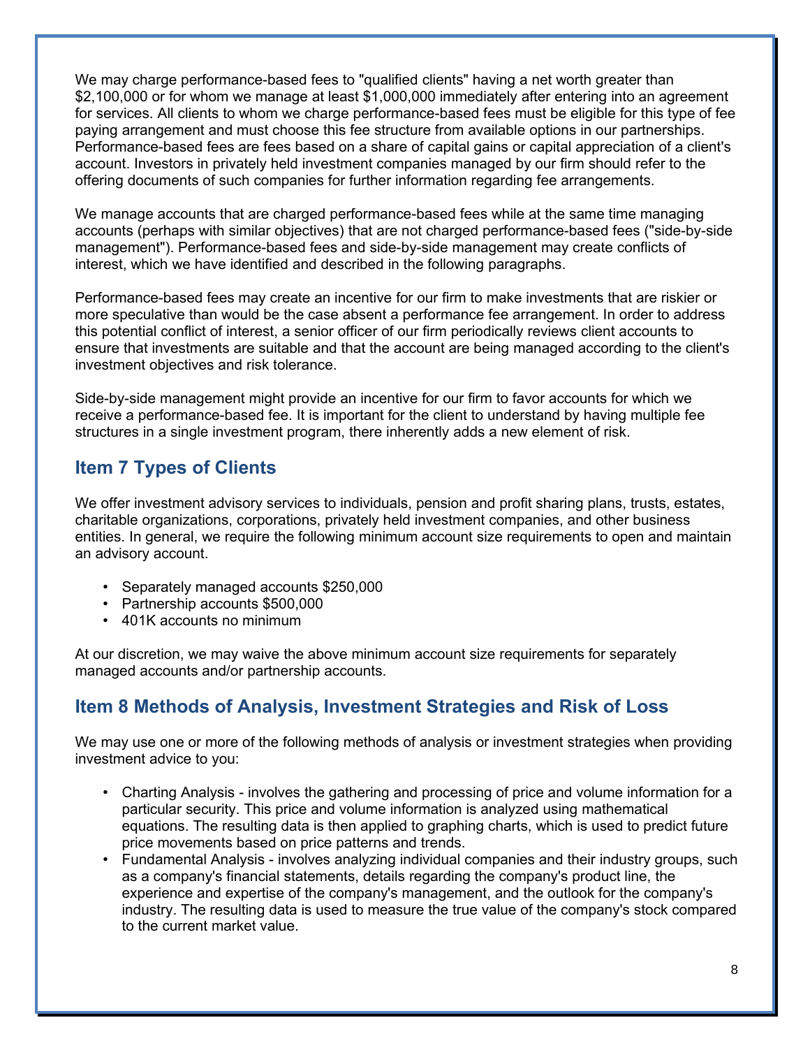We may charge performance-based fees to "qualified clients" having a net worth greater than $2,100,000 or for whom we manage at least $1,000,000 immediately after entering into an agreement for services. All clients to whom we charge performance-based fees must be eligible for this type of fee paying arrangement and must choose this fee structure from available options in our partnerships. Performance-based fees are fees based on a share of capital gains or capital appreciation of a client's account. Investors in privately held investment companies managed by our firm should refer to the offering documents of such companies for further information regarding fee arrangements.

We manage accounts that are charged performance-based fees while at the same time managing accounts (perhaps with similar objectives) that are not charged performance-based fees ("side-by-side management"). Performance-based fees and side-by-side management may create conflicts of interest, which we have identified and described in the following paragraphs.

Performance-based fees may create an incentive for our firm to make investments that are riskier or more speculative than would be the case absent a performance fee arrangement. In order to address this potential conflict of interest, a senior officer of our firm periodically reviews client accounts to ensure that investments are suitable and that the account are being managed according to the client's investment objectives and risk tolerance.

Side-by-side management might provide an incentive for our firm to favor accounts for which we receive a performance-based fee. It is important for the client to understand by having multiple fee structures in a single investment program, there inherently adds a new element of risk.

## Item 7 Types of Clients

We offer investment advisory services to individuals, pension and profit sharing plans, trusts, estates, charitable organizations, corporations, privately held investment companies, and other business entities. In general, we require the following minimum account size requirements to open and maintain an advisory account.

- Separately managed accounts $250,000
- Partnership accounts $500,000
- 401K accounts no minimum

At our discretion, we may waive the above minimum account size requirements for separately managed accounts and/or partnership accounts.

## Item 8 Methods of Analysis, Investment Strategies and Risk of Loss

We may use one or more of the following methods of analysis or investment strategies when providing investment advice to you:

- Charting Analysis - involves the gathering and processing of price and volume information for a particular security. This price and volume information is analyzed using mathematical equations. The resulting data is then applied to graphing charts, which is used to predict future price movements based on price patterns and trends.
- Fundamental Analysis - involves analyzing individual companies and their industry groups, such as a company's financial statements, details regarding the company's product line, the experience and expertise of the company's management, and the outlook for the company's industry. The resulting data is used to measure the true value of the company's stock compared to the current market value.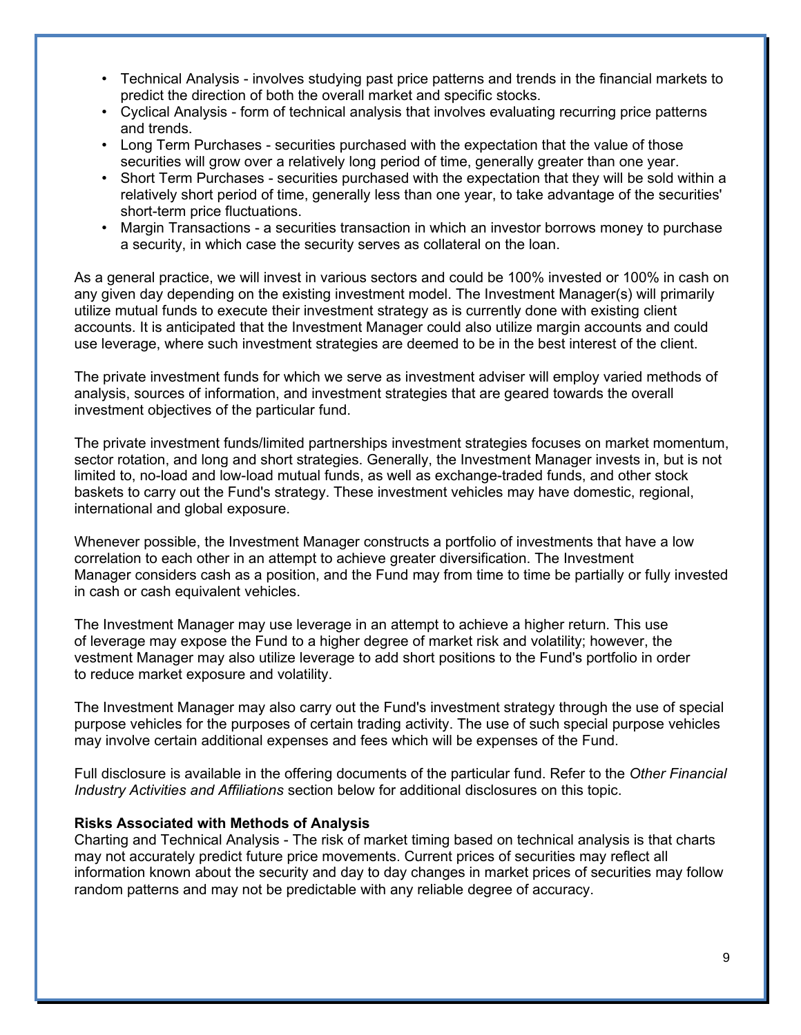- Technical Analysis - involves studying past price patterns and trends in the financial markets to predict the direction of both the overall market and specific stocks.
- Cyclical Analysis - form of technical analysis that involves evaluating recurring price patterns and trends.
- Long Term Purchases - securities purchased with the expectation that the value of those securities will grow over a relatively long period of time, generally greater than one year.
- Short Term Purchases - securities purchased with the expectation that they will be sold within a relatively short period of time, generally less than one year, to take advantage of the securities' short-term price fluctuations.
- Margin Transactions - a securities transaction in which an investor borrows money to purchase a security, in which case the security serves as collateral on the loan.

As a general practice, we will invest in various sectors and could be 100% invested or 100% in cash on any given day depending on the existing investment model. The Investment Manager(s) will primarily utilize mutual funds to execute their investment strategy as is currently done with existing client accounts. It is anticipated that the Investment Manager could also utilize margin accounts and could use leverage, where such investment strategies are deemed to be in the best interest of the client.

The private investment funds for which we serve as investment adviser will employ varied methods of analysis, sources of information, and investment strategies that are geared towards the overall investment objectives of the particular fund.

The private investment funds/limited partnerships investment strategies focuses on market momentum, sector rotation, and long and short strategies. Generally, the Investment Manager invests in, but is not limited to, no-load and low-load mutual funds, as well as exchange-traded funds, and other stock baskets to carry out the Fund's strategy. These investment vehicles may have domestic, regional, international and global exposure.

Whenever possible, the Investment Manager constructs a portfolio of investments that have a low correlation to each other in an attempt to achieve greater diversification. The Investment Manager considers cash as a position, and the Fund may from time to time be partially or fully invested in cash or cash equivalent vehicles.

The Investment Manager may use leverage in an attempt to achieve a higher return. This use of leverage may expose the Fund to a higher degree of market risk and volatility; however, the vestment Manager may also utilize leverage to add short positions to the Fund's portfolio in order to reduce market exposure and volatility.

The Investment Manager may also carry out the Fund's investment strategy through the use of special purpose vehicles for the purposes of certain trading activity. The use of such special purpose vehicles may involve certain additional expenses and fees which will be expenses of the Fund.

Full disclosure is available in the offering documents of the particular fund. Refer to the *Other Financial Industry Activities and Affiliations* section below for additional disclosures on this topic.

**Risks Associated with Methods of Analysis**

Charting and Technical Analysis - The risk of market timing based on technical analysis is that charts may not accurately predict future price movements. Current prices of securities may reflect all information known about the security and day to day changes in market prices of securities may follow random patterns and may not be predictable with any reliable degree of accuracy.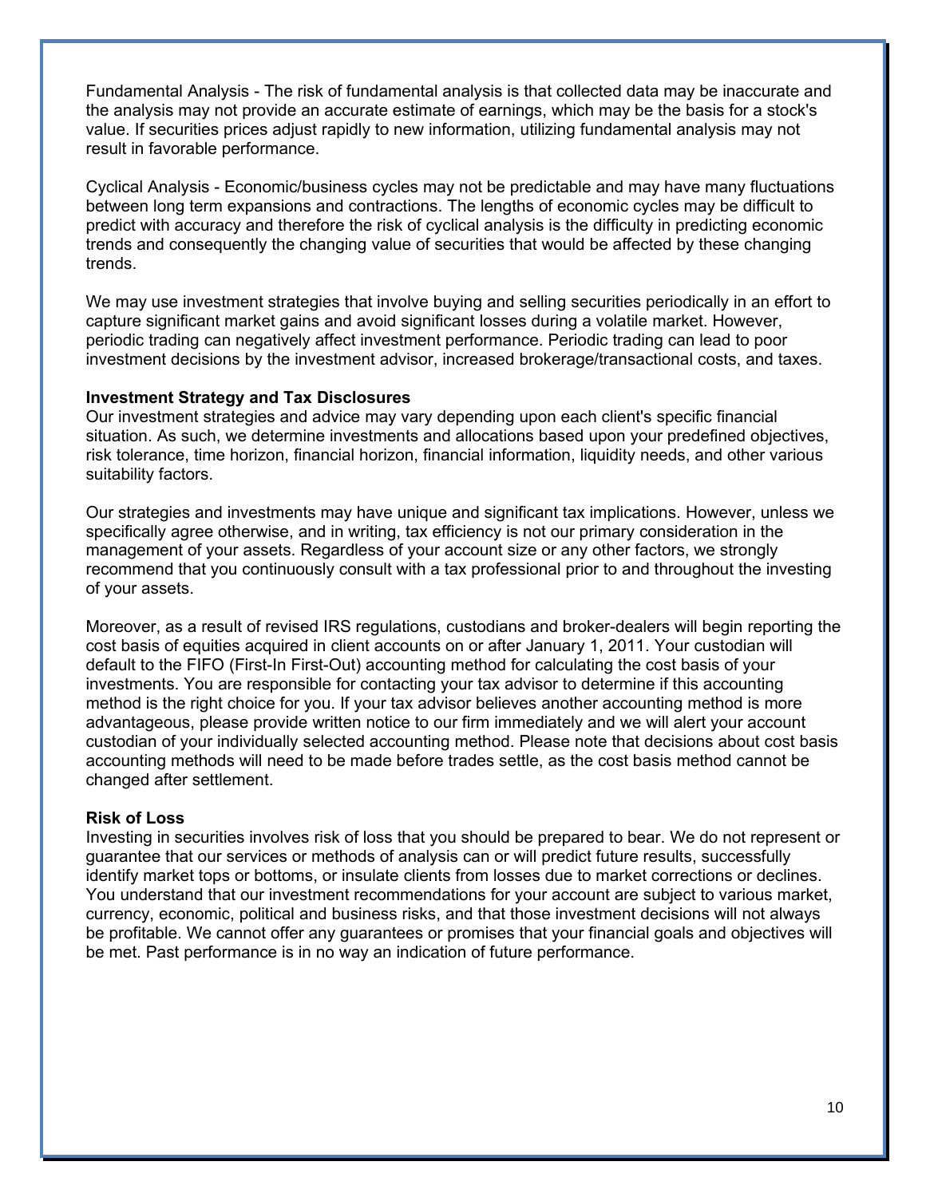Fundamental Analysis - The risk of fundamental analysis is that collected data may be inaccurate and the analysis may not provide an accurate estimate of earnings, which may be the basis for a stock's value. If securities prices adjust rapidly to new information, utilizing fundamental analysis may not result in favorable performance.

Cyclical Analysis - Economic/business cycles may not be predictable and may have many fluctuations between long term expansions and contractions. The lengths of economic cycles may be difficult to predict with accuracy and therefore the risk of cyclical analysis is the difficulty in predicting economic trends and consequently the changing value of securities that would be affected by these changing trends.

We may use investment strategies that involve buying and selling securities periodically in an effort to capture significant market gains and avoid significant losses during a volatile market. However, periodic trading can negatively affect investment performance. Periodic trading can lead to poor investment decisions by the investment advisor, increased brokerage/transactional costs, and taxes.

**Investment Strategy and Tax Disclosures**

Our investment strategies and advice may vary depending upon each client's specific financial situation. As such, we determine investments and allocations based upon your predefined objectives, risk tolerance, time horizon, financial horizon, financial information, liquidity needs, and other various suitability factors.

Our strategies and investments may have unique and significant tax implications. However, unless we specifically agree otherwise, and in writing, tax efficiency is not our primary consideration in the management of your assets. Regardless of your account size or any other factors, we strongly recommend that you continuously consult with a tax professional prior to and throughout the investing of your assets.

Moreover, as a result of revised IRS regulations, custodians and broker-dealers will begin reporting the cost basis of equities acquired in client accounts on or after January 1, 2011. Your custodian will default to the FIFO (First-In First-Out) accounting method for calculating the cost basis of your investments. You are responsible for contacting your tax advisor to determine if this accounting method is the right choice for you. If your tax advisor believes another accounting method is more advantageous, please provide written notice to our firm immediately and we will alert your account custodian of your individually selected accounting method. Please note that decisions about cost basis accounting methods will need to be made before trades settle, as the cost basis method cannot be changed after settlement.

**Risk of Loss**

Investing in securities involves risk of loss that you should be prepared to bear. We do not represent or guarantee that our services or methods of analysis can or will predict future results, successfully identify market tops or bottoms, or insulate clients from losses due to market corrections or declines. You understand that our investment recommendations for your account are subject to various market, currency, economic, political and business risks, and that those investment decisions will not always be profitable. We cannot offer any guarantees or promises that your financial goals and objectives will be met. Past performance is in no way an indication of future performance.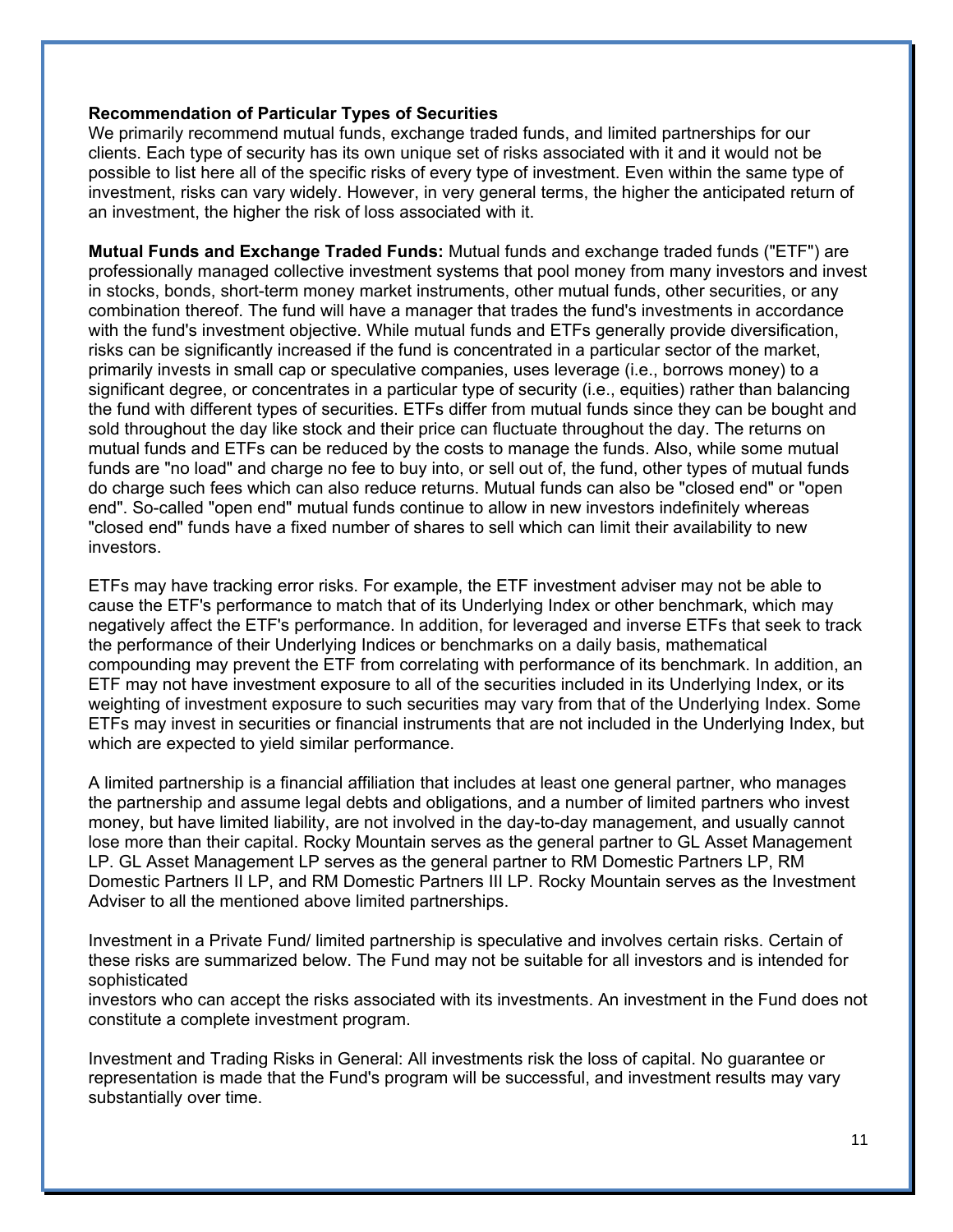**Recommendation of Particular Types of Securities**

We primarily recommend mutual funds, exchange traded funds, and limited partnerships for our clients. Each type of security has its own unique set of risks associated with it and it would not be possible to list here all of the specific risks of every type of investment. Even within the same type of investment, risks can vary widely. However, in very general terms, the higher the anticipated return of an investment, the higher the risk of loss associated with it.

**Mutual Funds and Exchange Traded Funds:** Mutual funds and exchange traded funds ("ETF") are professionally managed collective investment systems that pool money from many investors and invest in stocks, bonds, short-term money market instruments, other mutual funds, other securities, or any combination thereof. The fund will have a manager that trades the fund's investments in accordance with the fund's investment objective. While mutual funds and ETFs generally provide diversification, risks can be significantly increased if the fund is concentrated in a particular sector of the market, primarily invests in small cap or speculative companies, uses leverage (i.e., borrows money) to a significant degree, or concentrates in a particular type of security (i.e., equities) rather than balancing the fund with different types of securities. ETFs differ from mutual funds since they can be bought and sold throughout the day like stock and their price can fluctuate throughout the day. The returns on mutual funds and ETFs can be reduced by the costs to manage the funds. Also, while some mutual funds are "no load" and charge no fee to buy into, or sell out of, the fund, other types of mutual funds do charge such fees which can also reduce returns. Mutual funds can also be "closed end" or "open end". So-called "open end" mutual funds continue to allow in new investors indefinitely whereas "closed end" funds have a fixed number of shares to sell which can limit their availability to new investors.

ETFs may have tracking error risks. For example, the ETF investment adviser may not be able to cause the ETF's performance to match that of its Underlying Index or other benchmark, which may negatively affect the ETF's performance. In addition, for leveraged and inverse ETFs that seek to track the performance of their Underlying Indices or benchmarks on a daily basis, mathematical compounding may prevent the ETF from correlating with performance of its benchmark. In addition, an ETF may not have investment exposure to all of the securities included in its Underlying Index, or its weighting of investment exposure to such securities may vary from that of the Underlying Index. Some ETFs may invest in securities or financial instruments that are not included in the Underlying Index, but which are expected to yield similar performance.

A limited partnership is a financial affiliation that includes at least one general partner, who manages the partnership and assume legal debts and obligations, and a number of limited partners who invest money, but have limited liability, are not involved in the day-to-day management, and usually cannot lose more than their capital. Rocky Mountain serves as the general partner to GL Asset Management LP. GL Asset Management LP serves as the general partner to RM Domestic Partners LP, RM Domestic Partners II LP, and RM Domestic Partners III LP. Rocky Mountain serves as the Investment Adviser to all the mentioned above limited partnerships.

Investment in a Private Fund/ limited partnership is speculative and involves certain risks. Certain of these risks are summarized below. The Fund may not be suitable for all investors and is intended for sophisticated investors who can accept the risks associated with its investments. An investment in the Fund does not constitute a complete investment program.

Investment and Trading Risks in General: All investments risk the loss of capital. No guarantee or representation is made that the Fund's program will be successful, and investment results may vary substantially over time.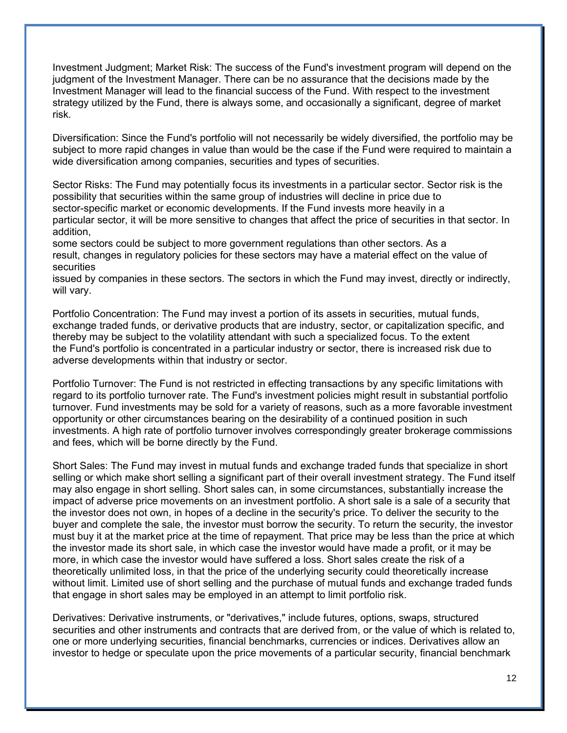Investment Judgment; Market Risk: The success of the Fund's investment program will depend on the judgment of the Investment Manager. There can be no assurance that the decisions made by the Investment Manager will lead to the financial success of the Fund. With respect to the investment strategy utilized by the Fund, there is always some, and occasionally a significant, degree of market risk.

Diversification: Since the Fund's portfolio will not necessarily be widely diversified, the portfolio may be subject to more rapid changes in value than would be the case if the Fund were required to maintain a wide diversification among companies, securities and types of securities.

Sector Risks: The Fund may potentially focus its investments in a particular sector. Sector risk is the possibility that securities within the same group of industries will decline in price due to sector-specific market or economic developments. If the Fund invests more heavily in a particular sector, it will be more sensitive to changes that affect the price of securities in that sector. In addition, some sectors could be subject to more government regulations than other sectors. As a result, changes in regulatory policies for these sectors may have a material effect on the value of securities issued by companies in these sectors. The sectors in which the Fund may invest, directly or indirectly, will vary.

Portfolio Concentration: The Fund may invest a portion of its assets in securities, mutual funds, exchange traded funds, or derivative products that are industry, sector, or capitalization specific, and thereby may be subject to the volatility attendant with such a specialized focus. To the extent the Fund's portfolio is concentrated in a particular industry or sector, there is increased risk due to adverse developments within that industry or sector.

Portfolio Turnover: The Fund is not restricted in effecting transactions by any specific limitations with regard to its portfolio turnover rate. The Fund's investment policies might result in substantial portfolio turnover. Fund investments may be sold for a variety of reasons, such as a more favorable investment opportunity or other circumstances bearing on the desirability of a continued position in such investments. A high rate of portfolio turnover involves correspondingly greater brokerage commissions and fees, which will be borne directly by the Fund.

Short Sales: The Fund may invest in mutual funds and exchange traded funds that specialize in short selling or which make short selling a significant part of their overall investment strategy. The Fund itself may also engage in short selling. Short sales can, in some circumstances, substantially increase the impact of adverse price movements on an investment portfolio. A short sale is a sale of a security that the investor does not own, in hopes of a decline in the security's price. To deliver the security to the buyer and complete the sale, the investor must borrow the security. To return the security, the investor must buy it at the market price at the time of repayment. That price may be less than the price at which the investor made its short sale, in which case the investor would have made a profit, or it may be more, in which case the investor would have suffered a loss. Short sales create the risk of a theoretically unlimited loss, in that the price of the underlying security could theoretically increase without limit. Limited use of short selling and the purchase of mutual funds and exchange traded funds that engage in short sales may be employed in an attempt to limit portfolio risk.

Derivatives: Derivative instruments, or "derivatives," include futures, options, swaps, structured securities and other instruments and contracts that are derived from, or the value of which is related to, one or more underlying securities, financial benchmarks, currencies or indices. Derivatives allow an investor to hedge or speculate upon the price movements of a particular security, financial benchmark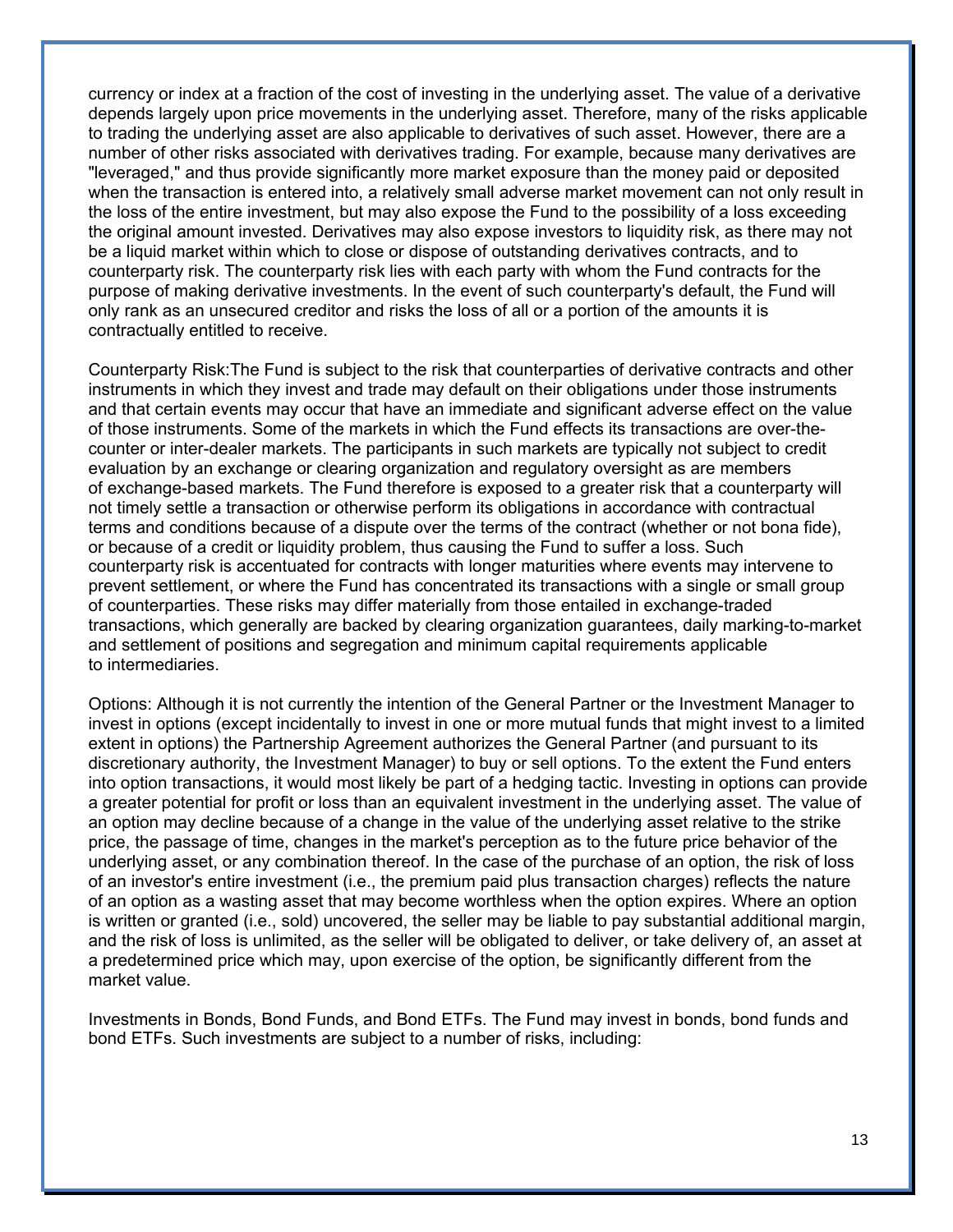currency or index at a fraction of the cost of investing in the underlying asset. The value of a derivative depends largely upon price movements in the underlying asset. Therefore, many of the risks applicable to trading the underlying asset are also applicable to derivatives of such asset. However, there are a number of other risks associated with derivatives trading. For example, because many derivatives are "leveraged," and thus provide significantly more market exposure than the money paid or deposited when the transaction is entered into, a relatively small adverse market movement can not only result in the loss of the entire investment, but may also expose the Fund to the possibility of a loss exceeding the original amount invested. Derivatives may also expose investors to liquidity risk, as there may not be a liquid market within which to close or dispose of outstanding derivatives contracts, and to counterparty risk. The counterparty risk lies with each party with whom the Fund contracts for the purpose of making derivative investments. In the event of such counterparty's default, the Fund will only rank as an unsecured creditor and risks the loss of all or a portion of the amounts it is contractually entitled to receive.

Counterparty Risk:The Fund is subject to the risk that counterparties of derivative contracts and other instruments in which they invest and trade may default on their obligations under those instruments and that certain events may occur that have an immediate and significant adverse effect on the value of those instruments. Some of the markets in which the Fund effects its transactions are over-the-counter or inter-dealer markets. The participants in such markets are typically not subject to credit evaluation by an exchange or clearing organization and regulatory oversight as are members of exchange-based markets. The Fund therefore is exposed to a greater risk that a counterparty will not timely settle a transaction or otherwise perform its obligations in accordance with contractual terms and conditions because of a dispute over the terms of the contract (whether or not bona fide), or because of a credit or liquidity problem, thus causing the Fund to suffer a loss. Such counterparty risk is accentuated for contracts with longer maturities where events may intervene to prevent settlement, or where the Fund has concentrated its transactions with a single or small group of counterparties. These risks may differ materially from those entailed in exchange-traded transactions, which generally are backed by clearing organization guarantees, daily marking-to-market and settlement of positions and segregation and minimum capital requirements applicable to intermediaries.

Options: Although it is not currently the intention of the General Partner or the Investment Manager to invest in options (except incidentally to invest in one or more mutual funds that might invest to a limited extent in options) the Partnership Agreement authorizes the General Partner (and pursuant to its discretionary authority, the Investment Manager) to buy or sell options. To the extent the Fund enters into option transactions, it would most likely be part of a hedging tactic. Investing in options can provide a greater potential for profit or loss than an equivalent investment in the underlying asset. The value of an option may decline because of a change in the value of the underlying asset relative to the strike price, the passage of time, changes in the market's perception as to the future price behavior of the underlying asset, or any combination thereof. In the case of the purchase of an option, the risk of loss of an investor's entire investment (i.e., the premium paid plus transaction charges) reflects the nature of an option as a wasting asset that may become worthless when the option expires. Where an option is written or granted (i.e., sold) uncovered, the seller may be liable to pay substantial additional margin, and the risk of loss is unlimited, as the seller will be obligated to deliver, or take delivery of, an asset at a predetermined price which may, upon exercise of the option, be significantly different from the market value.

Investments in Bonds, Bond Funds, and Bond ETFs. The Fund may invest in bonds, bond funds and bond ETFs. Such investments are subject to a number of risks, including: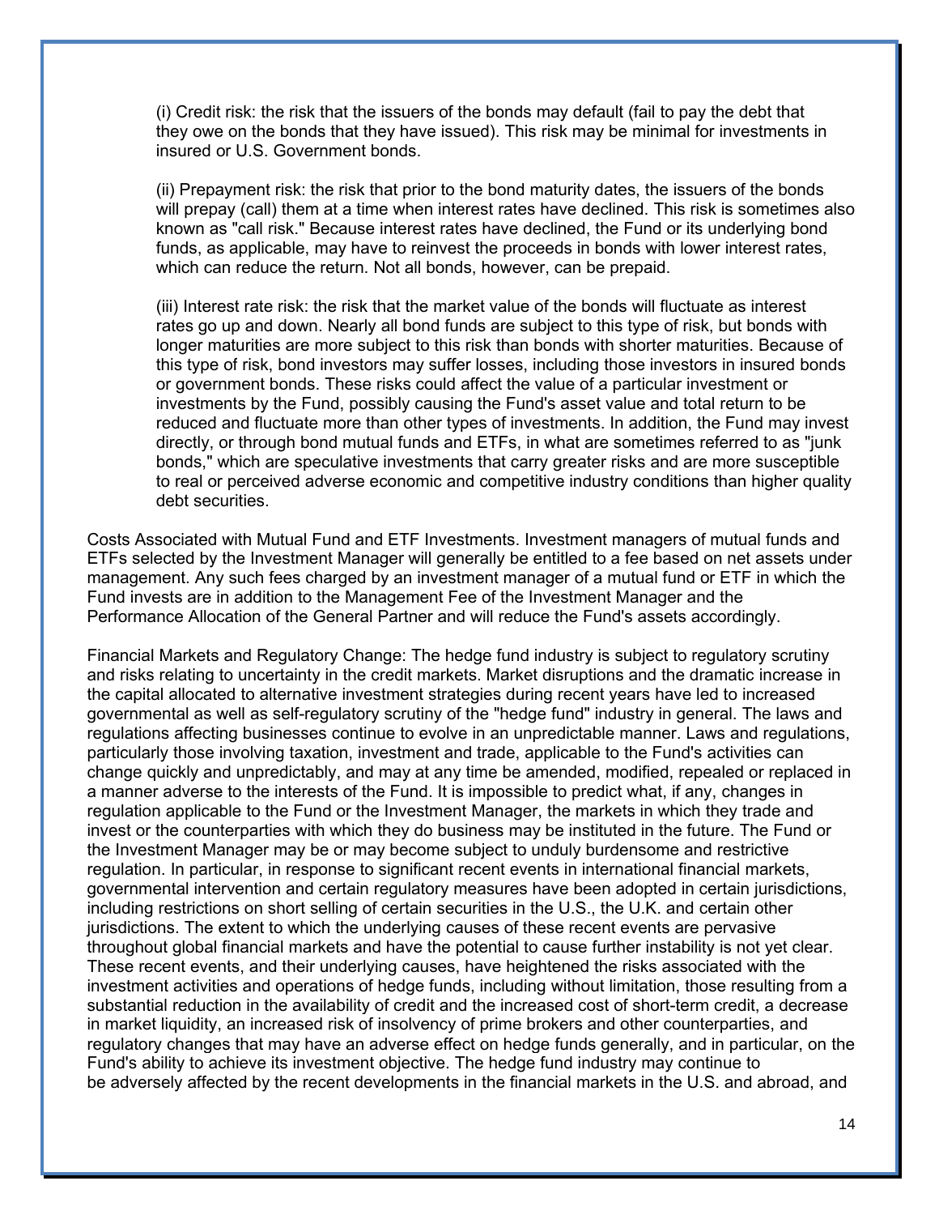(i) Credit risk: the risk that the issuers of the bonds may default (fail to pay the debt that they owe on the bonds that they have issued). This risk may be minimal for investments in insured or U.S. Government bonds.

(ii) Prepayment risk: the risk that prior to the bond maturity dates, the issuers of the bonds will prepay (call) them at a time when interest rates have declined. This risk is sometimes also known as "call risk." Because interest rates have declined, the Fund or its underlying bond funds, as applicable, may have to reinvest the proceeds in bonds with lower interest rates, which can reduce the return. Not all bonds, however, can be prepaid.

(iii) Interest rate risk: the risk that the market value of the bonds will fluctuate as interest rates go up and down. Nearly all bond funds are subject to this type of risk, but bonds with longer maturities are more subject to this risk than bonds with shorter maturities. Because of this type of risk, bond investors may suffer losses, including those investors in insured bonds or government bonds. These risks could affect the value of a particular investment or investments by the Fund, possibly causing the Fund's asset value and total return to be reduced and fluctuate more than other types of investments. In addition, the Fund may invest directly, or through bond mutual funds and ETFs, in what are sometimes referred to as "junk bonds," which are speculative investments that carry greater risks and are more susceptible to real or perceived adverse economic and competitive industry conditions than higher quality debt securities.

Costs Associated with Mutual Fund and ETF Investments. Investment managers of mutual funds and ETFs selected by the Investment Manager will generally be entitled to a fee based on net assets under management. Any such fees charged by an investment manager of a mutual fund or ETF in which the Fund invests are in addition to the Management Fee of the Investment Manager and the Performance Allocation of the General Partner and will reduce the Fund's assets accordingly.

Financial Markets and Regulatory Change: The hedge fund industry is subject to regulatory scrutiny and risks relating to uncertainty in the credit markets. Market disruptions and the dramatic increase in the capital allocated to alternative investment strategies during recent years have led to increased governmental as well as self-regulatory scrutiny of the "hedge fund" industry in general. The laws and regulations affecting businesses continue to evolve in an unpredictable manner. Laws and regulations, particularly those involving taxation, investment and trade, applicable to the Fund's activities can change quickly and unpredictably, and may at any time be amended, modified, repealed or replaced in a manner adverse to the interests of the Fund. It is impossible to predict what, if any, changes in regulation applicable to the Fund or the Investment Manager, the markets in which they trade and invest or the counterparties with which they do business may be instituted in the future. The Fund or the Investment Manager may be or may become subject to unduly burdensome and restrictive regulation. In particular, in response to significant recent events in international financial markets, governmental intervention and certain regulatory measures have been adopted in certain jurisdictions, including restrictions on short selling of certain securities in the U.S., the U.K. and certain other jurisdictions. The extent to which the underlying causes of these recent events are pervasive throughout global financial markets and have the potential to cause further instability is not yet clear. These recent events, and their underlying causes, have heightened the risks associated with the investment activities and operations of hedge funds, including without limitation, those resulting from a substantial reduction in the availability of credit and the increased cost of short-term credit, a decrease in market liquidity, an increased risk of insolvency of prime brokers and other counterparties, and regulatory changes that may have an adverse effect on hedge funds generally, and in particular, on the Fund's ability to achieve its investment objective. The hedge fund industry may continue to be adversely affected by the recent developments in the financial markets in the U.S. and abroad, and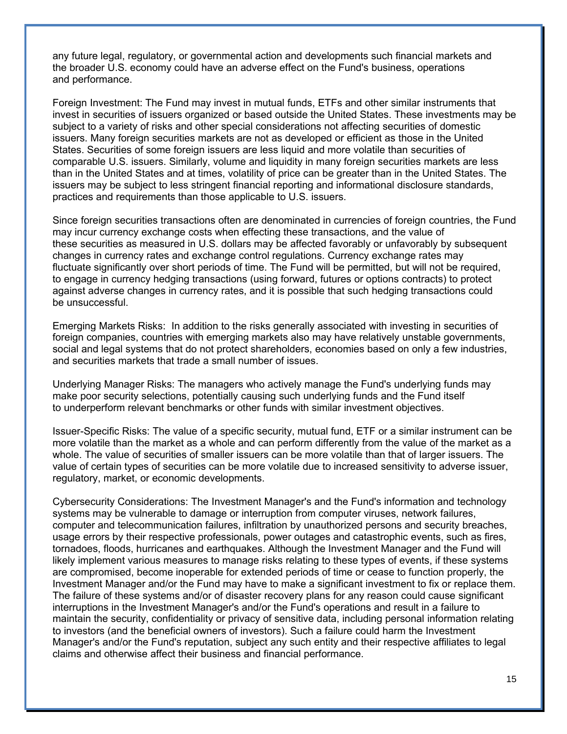any future legal, regulatory, or governmental action and developments such financial markets and the broader U.S. economy could have an adverse effect on the Fund's business, operations and performance.

Foreign Investment: The Fund may invest in mutual funds, ETFs and other similar instruments that invest in securities of issuers organized or based outside the United States. These investments may be subject to a variety of risks and other special considerations not affecting securities of domestic issuers. Many foreign securities markets are not as developed or efficient as those in the United States. Securities of some foreign issuers are less liquid and more volatile than securities of comparable U.S. issuers. Similarly, volume and liquidity in many foreign securities markets are less than in the United States and at times, volatility of price can be greater than in the United States. The issuers may be subject to less stringent financial reporting and informational disclosure standards, practices and requirements than those applicable to U.S. issuers.

Since foreign securities transactions often are denominated in currencies of foreign countries, the Fund may incur currency exchange costs when effecting these transactions, and the value of these securities as measured in U.S. dollars may be affected favorably or unfavorably by subsequent changes in currency rates and exchange control regulations. Currency exchange rates may fluctuate significantly over short periods of time. The Fund will be permitted, but will not be required, to engage in currency hedging transactions (using forward, futures or options contracts) to protect against adverse changes in currency rates, and it is possible that such hedging transactions could be unsuccessful.

Emerging Markets Risks: In addition to the risks generally associated with investing in securities of foreign companies, countries with emerging markets also may have relatively unstable governments, social and legal systems that do not protect shareholders, economies based on only a few industries, and securities markets that trade a small number of issues.

Underlying Manager Risks: The managers who actively manage the Fund's underlying funds may make poor security selections, potentially causing such underlying funds and the Fund itself to underperform relevant benchmarks or other funds with similar investment objectives.

Issuer-Specific Risks: The value of a specific security, mutual fund, ETF or a similar instrument can be more volatile than the market as a whole and can perform differently from the value of the market as a whole. The value of securities of smaller issuers can be more volatile than that of larger issuers. The value of certain types of securities can be more volatile due to increased sensitivity to adverse issuer, regulatory, market, or economic developments.

Cybersecurity Considerations: The Investment Manager's and the Fund's information and technology systems may be vulnerable to damage or interruption from computer viruses, network failures, computer and telecommunication failures, infiltration by unauthorized persons and security breaches, usage errors by their respective professionals, power outages and catastrophic events, such as fires, tornadoes, floods, hurricanes and earthquakes. Although the Investment Manager and the Fund will likely implement various measures to manage risks relating to these types of events, if these systems are compromised, become inoperable for extended periods of time or cease to function properly, the Investment Manager and/or the Fund may have to make a significant investment to fix or replace them. The failure of these systems and/or of disaster recovery plans for any reason could cause significant interruptions in the Investment Manager's and/or the Fund's operations and result in a failure to maintain the security, confidentiality or privacy of sensitive data, including personal information relating to investors (and the beneficial owners of investors). Such a failure could harm the Investment Manager's and/or the Fund's reputation, subject any such entity and their respective affiliates to legal claims and otherwise affect their business and financial performance.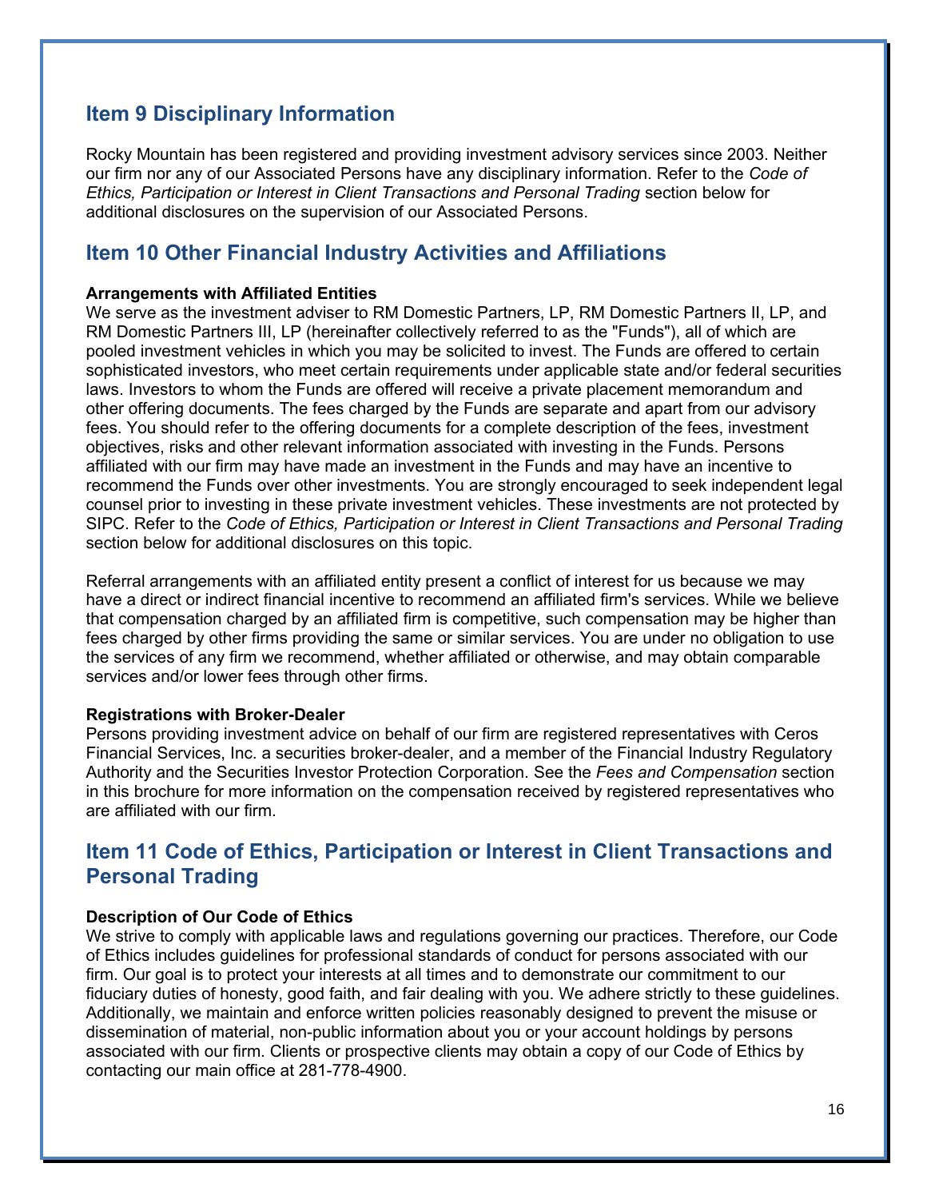## Item 9 Disciplinary Information

Rocky Mountain has been registered and providing investment advisory services since 2003. Neither our firm nor any of our Associated Persons have any disciplinary information. Refer to the *Code of Ethics, Participation or Interest in Client Transactions and Personal Trading* section below for additional disclosures on the supervision of our Associated Persons.

## Item 10 Other Financial Industry Activities and Affiliations

**Arrangements with Affiliated Entities**

We serve as the investment adviser to RM Domestic Partners, LP, RM Domestic Partners II, LP, and RM Domestic Partners III, LP (hereinafter collectively referred to as the "Funds"), all of which are pooled investment vehicles in which you may be solicited to invest. The Funds are offered to certain sophisticated investors, who meet certain requirements under applicable state and/or federal securities laws. Investors to whom the Funds are offered will receive a private placement memorandum and other offering documents. The fees charged by the Funds are separate and apart from our advisory fees. You should refer to the offering documents for a complete description of the fees, investment objectives, risks and other relevant information associated with investing in the Funds. Persons affiliated with our firm may have made an investment in the Funds and may have an incentive to recommend the Funds over other investments. You are strongly encouraged to seek independent legal counsel prior to investing in these private investment vehicles. These investments are not protected by SIPC. Refer to the *Code of Ethics, Participation or Interest in Client Transactions and Personal Trading* section below for additional disclosures on this topic.

Referral arrangements with an affiliated entity present a conflict of interest for us because we may have a direct or indirect financial incentive to recommend an affiliated firm's services. While we believe that compensation charged by an affiliated firm is competitive, such compensation may be higher than fees charged by other firms providing the same or similar services. You are under no obligation to use the services of any firm we recommend, whether affiliated or otherwise, and may obtain comparable services and/or lower fees through other firms.

**Registrations with Broker-Dealer**

Persons providing investment advice on behalf of our firm are registered representatives with Ceros Financial Services, Inc. a securities broker-dealer, and a member of the Financial Industry Regulatory Authority and the Securities Investor Protection Corporation. See the *Fees and Compensation* section in this brochure for more information on the compensation received by registered representatives who are affiliated with our firm.

## Item 11 Code of Ethics, Participation or Interest in Client Transactions and Personal Trading

**Description of Our Code of Ethics**

We strive to comply with applicable laws and regulations governing our practices. Therefore, our Code of Ethics includes guidelines for professional standards of conduct for persons associated with our firm. Our goal is to protect your interests at all times and to demonstrate our commitment to our fiduciary duties of honesty, good faith, and fair dealing with you. We adhere strictly to these guidelines. Additionally, we maintain and enforce written policies reasonably designed to prevent the misuse or dissemination of material, non-public information about you or your account holdings by persons associated with our firm. Clients or prospective clients may obtain a copy of our Code of Ethics by contacting our main office at 281-778-4900.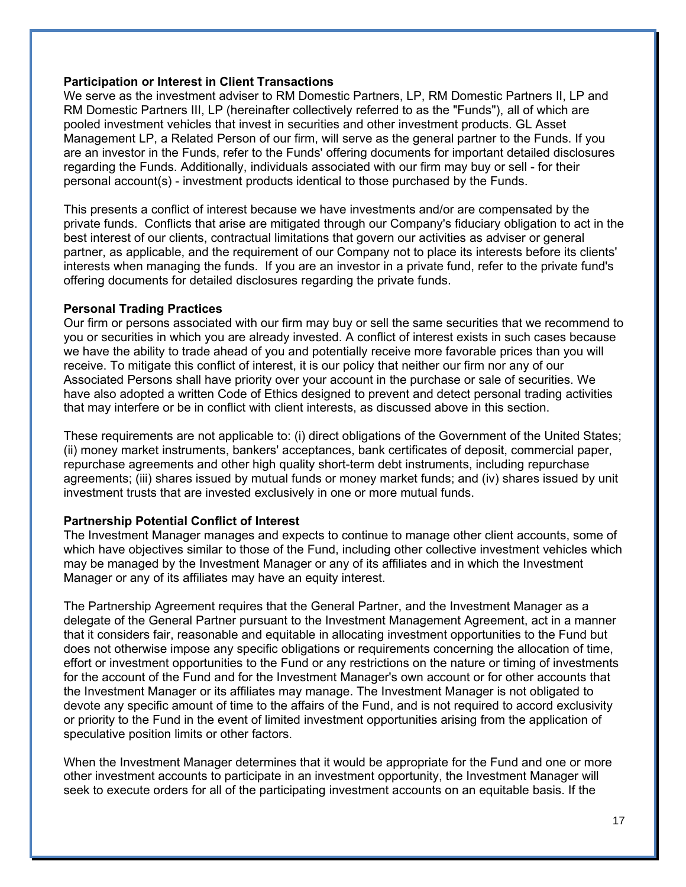**Participation or Interest in Client Transactions**

We serve as the investment adviser to RM Domestic Partners, LP, RM Domestic Partners II, LP and RM Domestic Partners III, LP (hereinafter collectively referred to as the "Funds"), all of which are pooled investment vehicles that invest in securities and other investment products. GL Asset Management LP, a Related Person of our firm, will serve as the general partner to the Funds. If you are an investor in the Funds, refer to the Funds' offering documents for important detailed disclosures regarding the Funds. Additionally, individuals associated with our firm may buy or sell - for their personal account(s) - investment products identical to those purchased by the Funds.

This presents a conflict of interest because we have investments and/or are compensated by the private funds. Conflicts that arise are mitigated through our Company's fiduciary obligation to act in the best interest of our clients, contractual limitations that govern our activities as adviser or general partner, as applicable, and the requirement of our Company not to place its interests before its clients' interests when managing the funds. If you are an investor in a private fund, refer to the private fund's offering documents for detailed disclosures regarding the private funds.

**Personal Trading Practices**

Our firm or persons associated with our firm may buy or sell the same securities that we recommend to you or securities in which you are already invested. A conflict of interest exists in such cases because we have the ability to trade ahead of you and potentially receive more favorable prices than you will receive. To mitigate this conflict of interest, it is our policy that neither our firm nor any of our Associated Persons shall have priority over your account in the purchase or sale of securities. We have also adopted a written Code of Ethics designed to prevent and detect personal trading activities that may interfere or be in conflict with client interests, as discussed above in this section.

These requirements are not applicable to: (i) direct obligations of the Government of the United States; (ii) money market instruments, bankers' acceptances, bank certificates of deposit, commercial paper, repurchase agreements and other high quality short-term debt instruments, including repurchase agreements; (iii) shares issued by mutual funds or money market funds; and (iv) shares issued by unit investment trusts that are invested exclusively in one or more mutual funds.

**Partnership Potential Conflict of Interest**

The Investment Manager manages and expects to continue to manage other client accounts, some of which have objectives similar to those of the Fund, including other collective investment vehicles which may be managed by the Investment Manager or any of its affiliates and in which the Investment Manager or any of its affiliates may have an equity interest.

The Partnership Agreement requires that the General Partner, and the Investment Manager as a delegate of the General Partner pursuant to the Investment Management Agreement, act in a manner that it considers fair, reasonable and equitable in allocating investment opportunities to the Fund but does not otherwise impose any specific obligations or requirements concerning the allocation of time, effort or investment opportunities to the Fund or any restrictions on the nature or timing of investments for the account of the Fund and for the Investment Manager's own account or for other accounts that the Investment Manager or its affiliates may manage. The Investment Manager is not obligated to devote any specific amount of time to the affairs of the Fund, and is not required to accord exclusivity or priority to the Fund in the event of limited investment opportunities arising from the application of speculative position limits or other factors.

When the Investment Manager determines that it would be appropriate for the Fund and one or more other investment accounts to participate in an investment opportunity, the Investment Manager will seek to execute orders for all of the participating investment accounts on an equitable basis. If the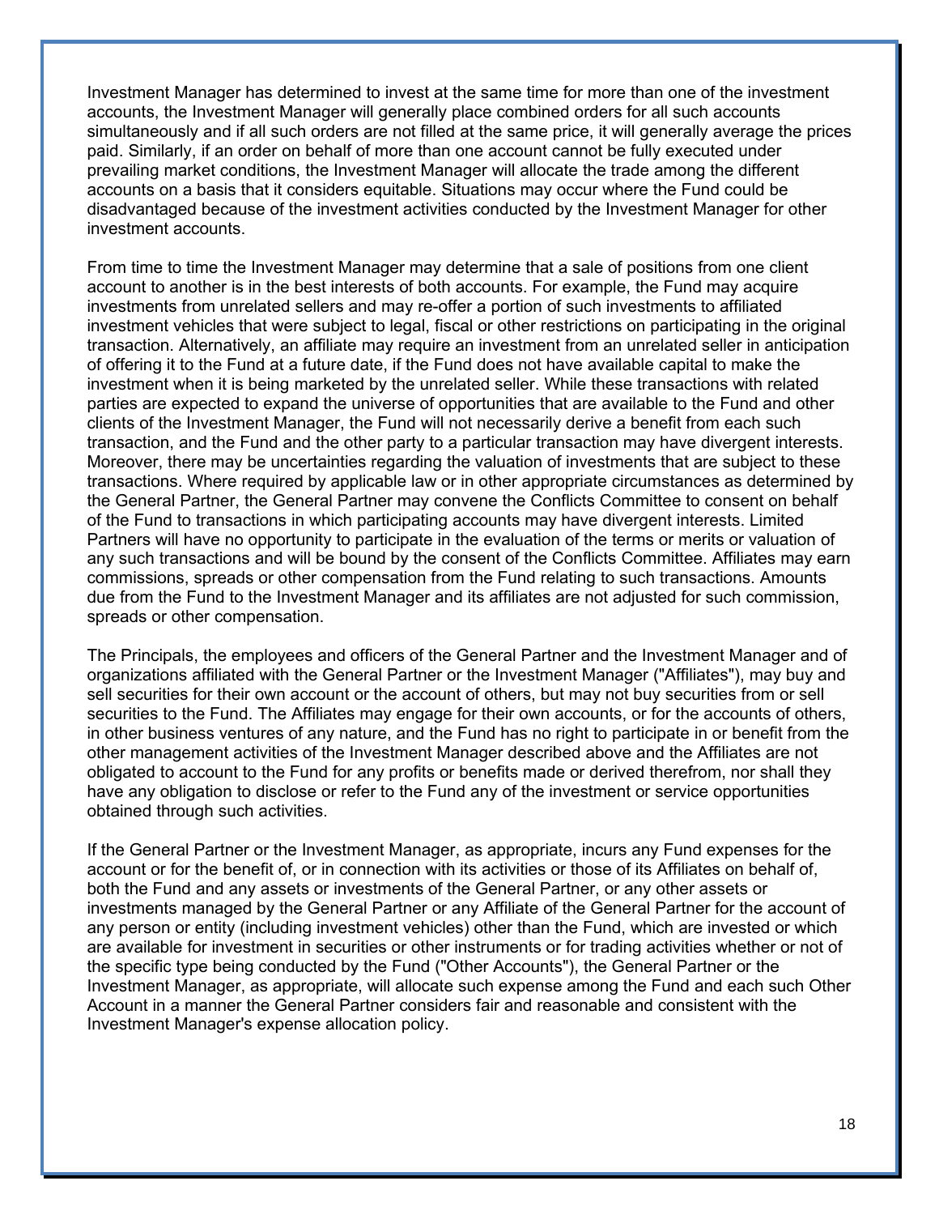Investment Manager has determined to invest at the same time for more than one of the investment accounts, the Investment Manager will generally place combined orders for all such accounts simultaneously and if all such orders are not filled at the same price, it will generally average the prices paid. Similarly, if an order on behalf of more than one account cannot be fully executed under prevailing market conditions, the Investment Manager will allocate the trade among the different accounts on a basis that it considers equitable. Situations may occur where the Fund could be disadvantaged because of the investment activities conducted by the Investment Manager for other investment accounts.

From time to time the Investment Manager may determine that a sale of positions from one client account to another is in the best interests of both accounts. For example, the Fund may acquire investments from unrelated sellers and may re-offer a portion of such investments to affiliated investment vehicles that were subject to legal, fiscal or other restrictions on participating in the original transaction. Alternatively, an affiliate may require an investment from an unrelated seller in anticipation of offering it to the Fund at a future date, if the Fund does not have available capital to make the investment when it is being marketed by the unrelated seller. While these transactions with related parties are expected to expand the universe of opportunities that are available to the Fund and other clients of the Investment Manager, the Fund will not necessarily derive a benefit from each such transaction, and the Fund and the other party to a particular transaction may have divergent interests. Moreover, there may be uncertainties regarding the valuation of investments that are subject to these transactions. Where required by applicable law or in other appropriate circumstances as determined by the General Partner, the General Partner may convene the Conflicts Committee to consent on behalf of the Fund to transactions in which participating accounts may have divergent interests. Limited Partners will have no opportunity to participate in the evaluation of the terms or merits or valuation of any such transactions and will be bound by the consent of the Conflicts Committee. Affiliates may earn commissions, spreads or other compensation from the Fund relating to such transactions. Amounts due from the Fund to the Investment Manager and its affiliates are not adjusted for such commission, spreads or other compensation.

The Principals, the employees and officers of the General Partner and the Investment Manager and of organizations affiliated with the General Partner or the Investment Manager ("Affiliates"), may buy and sell securities for their own account or the account of others, but may not buy securities from or sell securities to the Fund. The Affiliates may engage for their own accounts, or for the accounts of others, in other business ventures of any nature, and the Fund has no right to participate in or benefit from the other management activities of the Investment Manager described above and the Affiliates are not obligated to account to the Fund for any profits or benefits made or derived therefrom, nor shall they have any obligation to disclose or refer to the Fund any of the investment or service opportunities obtained through such activities.

If the General Partner or the Investment Manager, as appropriate, incurs any Fund expenses for the account or for the benefit of, or in connection with its activities or those of its Affiliates on behalf of, both the Fund and any assets or investments of the General Partner, or any other assets or investments managed by the General Partner or any Affiliate of the General Partner for the account of any person or entity (including investment vehicles) other than the Fund, which are invested or which are available for investment in securities or other instruments or for trading activities whether or not of the specific type being conducted by the Fund ("Other Accounts"), the General Partner or the Investment Manager, as appropriate, will allocate such expense among the Fund and each such Other Account in a manner the General Partner considers fair and reasonable and consistent with the Investment Manager's expense allocation policy.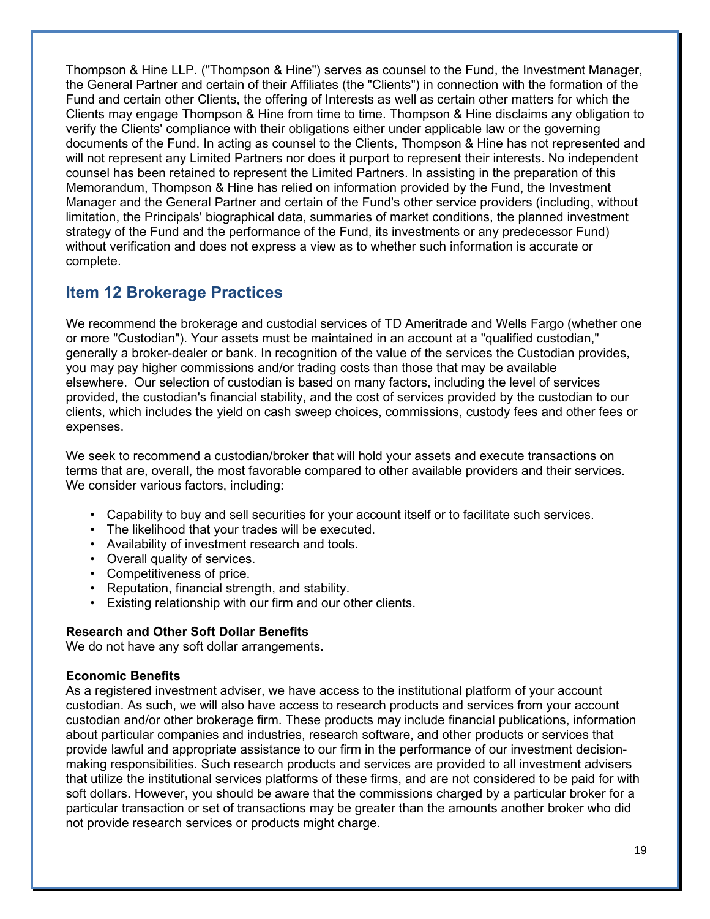Thompson & Hine LLP. ("Thompson & Hine") serves as counsel to the Fund, the Investment Manager, the General Partner and certain of their Affiliates (the "Clients") in connection with the formation of the Fund and certain other Clients, the offering of Interests as well as certain other matters for which the Clients may engage Thompson & Hine from time to time. Thompson & Hine disclaims any obligation to verify the Clients' compliance with their obligations either under applicable law or the governing documents of the Fund. In acting as counsel to the Clients, Thompson & Hine has not represented and will not represent any Limited Partners nor does it purport to represent their interests. No independent counsel has been retained to represent the Limited Partners. In assisting in the preparation of this Memorandum, Thompson & Hine has relied on information provided by the Fund, the Investment Manager and the General Partner and certain of the Fund's other service providers (including, without limitation, the Principals' biographical data, summaries of market conditions, the planned investment strategy of the Fund and the performance of the Fund, its investments or any predecessor Fund) without verification and does not express a view as to whether such information is accurate or complete.

## Item 12 Brokerage Practices

We recommend the brokerage and custodial services of TD Ameritrade and Wells Fargo (whether one or more "Custodian"). Your assets must be maintained in an account at a "qualified custodian," generally a broker-dealer or bank. In recognition of the value of the services the Custodian provides, you may pay higher commissions and/or trading costs than those that may be available elsewhere. Our selection of custodian is based on many factors, including the level of services provided, the custodian's financial stability, and the cost of services provided by the custodian to our clients, which includes the yield on cash sweep choices, commissions, custody fees and other fees or expenses.

We seek to recommend a custodian/broker that will hold your assets and execute transactions on terms that are, overall, the most favorable compared to other available providers and their services. We consider various factors, including:

- Capability to buy and sell securities for your account itself or to facilitate such services.
- The likelihood that your trades will be executed.
- Availability of investment research and tools.
- Overall quality of services.
- Competitiveness of price.
- Reputation, financial strength, and stability.
- Existing relationship with our firm and our other clients.

**Research and Other Soft Dollar Benefits**
We do not have any soft dollar arrangements.

**Economic Benefits**
As a registered investment adviser, we have access to the institutional platform of your account custodian. As such, we will also have access to research products and services from your account custodian and/or other brokerage firm. These products may include financial publications, information about particular companies and industries, research software, and other products or services that provide lawful and appropriate assistance to our firm in the performance of our investment decision-making responsibilities. Such research products and services are provided to all investment advisers that utilize the institutional services platforms of these firms, and are not considered to be paid for with soft dollars. However, you should be aware that the commissions charged by a particular broker for a particular transaction or set of transactions may be greater than the amounts another broker who did not provide research services or products might charge.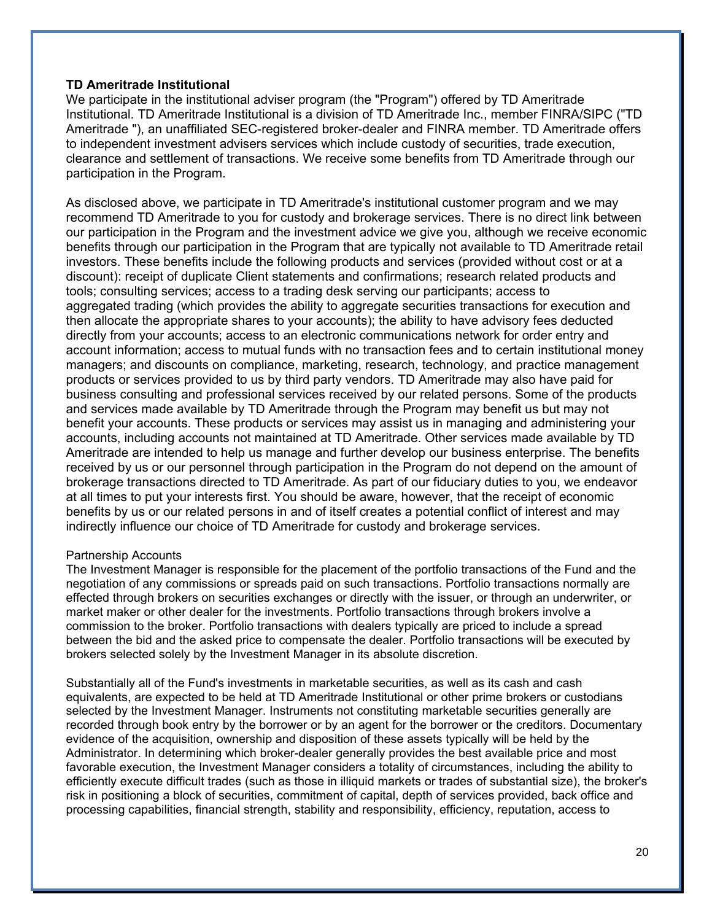**TD Ameritrade Institutional**

We participate in the institutional adviser program (the "Program") offered by TD Ameritrade Institutional. TD Ameritrade Institutional is a division of TD Ameritrade Inc., member FINRA/SIPC ("TD Ameritrade "), an unaffiliated SEC-registered broker-dealer and FINRA member. TD Ameritrade offers to independent investment advisers services which include custody of securities, trade execution, clearance and settlement of transactions. We receive some benefits from TD Ameritrade through our participation in the Program.

As disclosed above, we participate in TD Ameritrade's institutional customer program and we may recommend TD Ameritrade to you for custody and brokerage services. There is no direct link between our participation in the Program and the investment advice we give you, although we receive economic benefits through our participation in the Program that are typically not available to TD Ameritrade retail investors. These benefits include the following products and services (provided without cost or at a discount): receipt of duplicate Client statements and confirmations; research related products and tools; consulting services; access to a trading desk serving our participants; access to aggregated trading (which provides the ability to aggregate securities transactions for execution and then allocate the appropriate shares to your accounts); the ability to have advisory fees deducted directly from your accounts; access to an electronic communications network for order entry and account information; access to mutual funds with no transaction fees and to certain institutional money managers; and discounts on compliance, marketing, research, technology, and practice management products or services provided to us by third party vendors. TD Ameritrade may also have paid for business consulting and professional services received by our related persons. Some of the products and services made available by TD Ameritrade through the Program may benefit us but may not benefit your accounts. These products or services may assist us in managing and administering your accounts, including accounts not maintained at TD Ameritrade. Other services made available by TD Ameritrade are intended to help us manage and further develop our business enterprise. The benefits received by us or our personnel through participation in the Program do not depend on the amount of brokerage transactions directed to TD Ameritrade. As part of our fiduciary duties to you, we endeavor at all times to put your interests first. You should be aware, however, that the receipt of economic benefits by us or our related persons in and of itself creates a potential conflict of interest and may indirectly influence our choice of TD Ameritrade for custody and brokerage services.

Partnership Accounts

The Investment Manager is responsible for the placement of the portfolio transactions of the Fund and the negotiation of any commissions or spreads paid on such transactions. Portfolio transactions normally are effected through brokers on securities exchanges or directly with the issuer, or through an underwriter, or market maker or other dealer for the investments. Portfolio transactions through brokers involve a commission to the broker. Portfolio transactions with dealers typically are priced to include a spread between the bid and the asked price to compensate the dealer. Portfolio transactions will be executed by brokers selected solely by the Investment Manager in its absolute discretion.

Substantially all of the Fund's investments in marketable securities, as well as its cash and cash equivalents, are expected to be held at TD Ameritrade Institutional or other prime brokers or custodians selected by the Investment Manager. Instruments not constituting marketable securities generally are recorded through book entry by the borrower or by an agent for the borrower or the creditors. Documentary evidence of the acquisition, ownership and disposition of these assets typically will be held by the Administrator. In determining which broker-dealer generally provides the best available price and most favorable execution, the Investment Manager considers a totality of circumstances, including the ability to efficiently execute difficult trades (such as those in illiquid markets or trades of substantial size), the broker's risk in positioning a block of securities, commitment of capital, depth of services provided, back office and processing capabilities, financial strength, stability and responsibility, efficiency, reputation, access to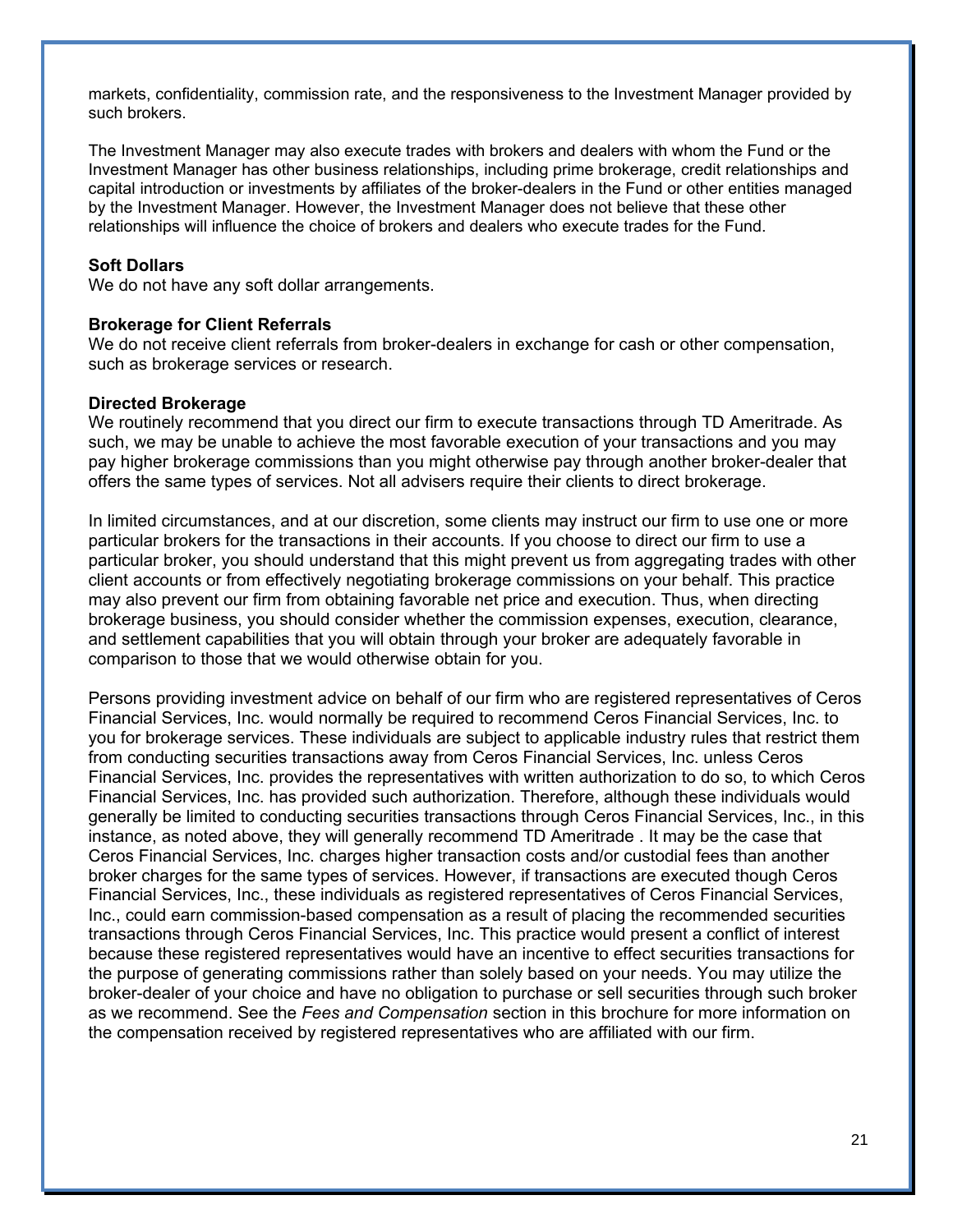markets, confidentiality, commission rate, and the responsiveness to the Investment Manager provided by such brokers.

The Investment Manager may also execute trades with brokers and dealers with whom the Fund or the Investment Manager has other business relationships, including prime brokerage, credit relationships and capital introduction or investments by affiliates of the broker-dealers in the Fund or other entities managed by the Investment Manager. However, the Investment Manager does not believe that these other relationships will influence the choice of brokers and dealers who execute trades for the Fund.

**Soft Dollars**
We do not have any soft dollar arrangements.

**Brokerage for Client Referrals**
We do not receive client referrals from broker-dealers in exchange for cash or other compensation, such as brokerage services or research.

**Directed Brokerage**
We routinely recommend that you direct our firm to execute transactions through TD Ameritrade. As such, we may be unable to achieve the most favorable execution of your transactions and you may pay higher brokerage commissions than you might otherwise pay through another broker-dealer that offers the same types of services. Not all advisers require their clients to direct brokerage.

In limited circumstances, and at our discretion, some clients may instruct our firm to use one or more particular brokers for the transactions in their accounts. If you choose to direct our firm to use a particular broker, you should understand that this might prevent us from aggregating trades with other client accounts or from effectively negotiating brokerage commissions on your behalf. This practice may also prevent our firm from obtaining favorable net price and execution. Thus, when directing brokerage business, you should consider whether the commission expenses, execution, clearance, and settlement capabilities that you will obtain through your broker are adequately favorable in comparison to those that we would otherwise obtain for you.

Persons providing investment advice on behalf of our firm who are registered representatives of Ceros Financial Services, Inc. would normally be required to recommend Ceros Financial Services, Inc. to you for brokerage services. These individuals are subject to applicable industry rules that restrict them from conducting securities transactions away from Ceros Financial Services, Inc. unless Ceros Financial Services, Inc. provides the representatives with written authorization to do so, to which Ceros Financial Services, Inc. has provided such authorization. Therefore, although these individuals would generally be limited to conducting securities transactions through Ceros Financial Services, Inc., in this instance, as noted above, they will generally recommend TD Ameritrade . It may be the case that Ceros Financial Services, Inc. charges higher transaction costs and/or custodial fees than another broker charges for the same types of services. However, if transactions are executed though Ceros Financial Services, Inc., these individuals as registered representatives of Ceros Financial Services, Inc., could earn commission-based compensation as a result of placing the recommended securities transactions through Ceros Financial Services, Inc. This practice would present a conflict of interest because these registered representatives would have an incentive to effect securities transactions for the purpose of generating commissions rather than solely based on your needs. You may utilize the broker-dealer of your choice and have no obligation to purchase or sell securities through such broker as we recommend. See the *Fees and Compensation* section in this brochure for more information on the compensation received by registered representatives who are affiliated with our firm.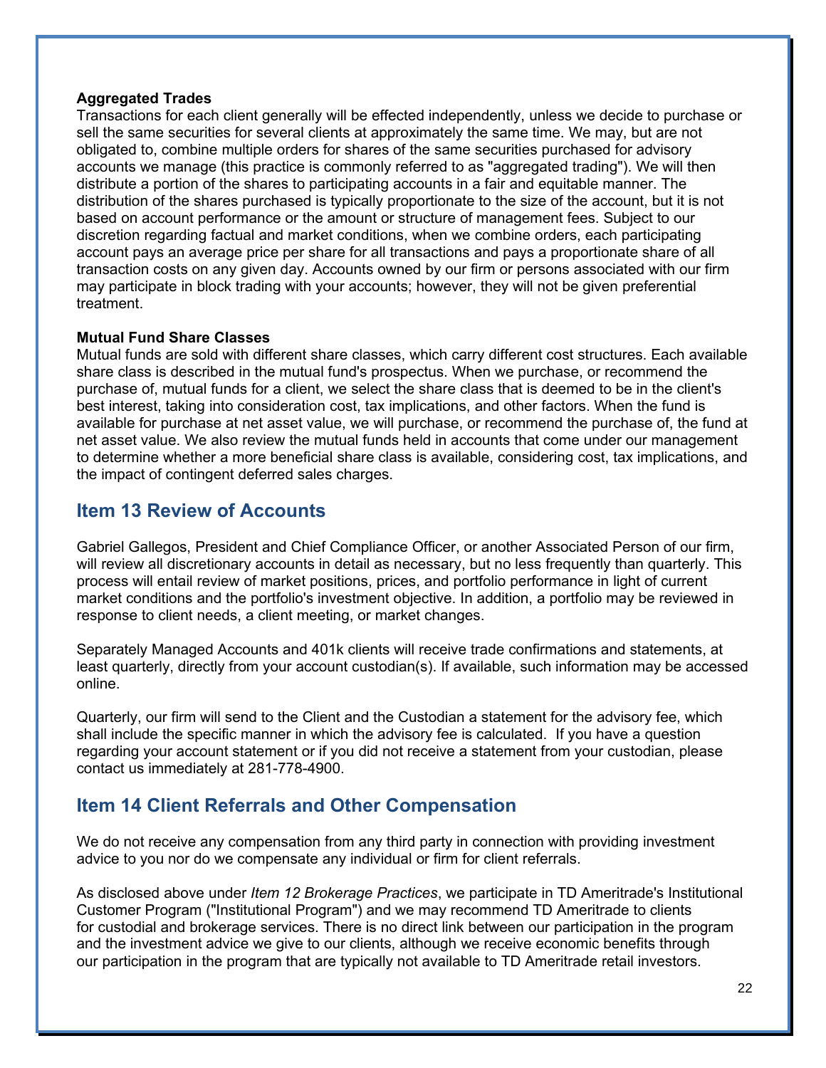**Aggregated Trades**

Transactions for each client generally will be effected independently, unless we decide to purchase or sell the same securities for several clients at approximately the same time. We may, but are not obligated to, combine multiple orders for shares of the same securities purchased for advisory accounts we manage (this practice is commonly referred to as "aggregated trading"). We will then distribute a portion of the shares to participating accounts in a fair and equitable manner. The distribution of the shares purchased is typically proportionate to the size of the account, but it is not based on account performance or the amount or structure of management fees. Subject to our discretion regarding factual and market conditions, when we combine orders, each participating account pays an average price per share for all transactions and pays a proportionate share of all transaction costs on any given day. Accounts owned by our firm or persons associated with our firm may participate in block trading with your accounts; however, they will not be given preferential treatment.

**Mutual Fund Share Classes**

Mutual funds are sold with different share classes, which carry different cost structures. Each available share class is described in the mutual fund's prospectus. When we purchase, or recommend the purchase of, mutual funds for a client, we select the share class that is deemed to be in the client's best interest, taking into consideration cost, tax implications, and other factors. When the fund is available for purchase at net asset value, we will purchase, or recommend the purchase of, the fund at net asset value. We also review the mutual funds held in accounts that come under our management to determine whether a more beneficial share class is available, considering cost, tax implications, and the impact of contingent deferred sales charges.

## Item 13 Review of Accounts

Gabriel Gallegos, President and Chief Compliance Officer, or another Associated Person of our firm, will review all discretionary accounts in detail as necessary, but no less frequently than quarterly. This process will entail review of market positions, prices, and portfolio performance in light of current market conditions and the portfolio's investment objective. In addition, a portfolio may be reviewed in response to client needs, a client meeting, or market changes.

Separately Managed Accounts and 401k clients will receive trade confirmations and statements, at least quarterly, directly from your account custodian(s). If available, such information may be accessed online.

Quarterly, our firm will send to the Client and the Custodian a statement for the advisory fee, which shall include the specific manner in which the advisory fee is calculated. If you have a question regarding your account statement or if you did not receive a statement from your custodian, please contact us immediately at 281-778-4900.

## Item 14 Client Referrals and Other Compensation

We do not receive any compensation from any third party in connection with providing investment advice to you nor do we compensate any individual or firm for client referrals.

As disclosed above under *Item 12 Brokerage Practices*, we participate in TD Ameritrade's Institutional Customer Program ("Institutional Program") and we may recommend TD Ameritrade to clients for custodial and brokerage services. There is no direct link between our participation in the program and the investment advice we give to our clients, although we receive economic benefits through our participation in the program that are typically not available to TD Ameritrade retail investors.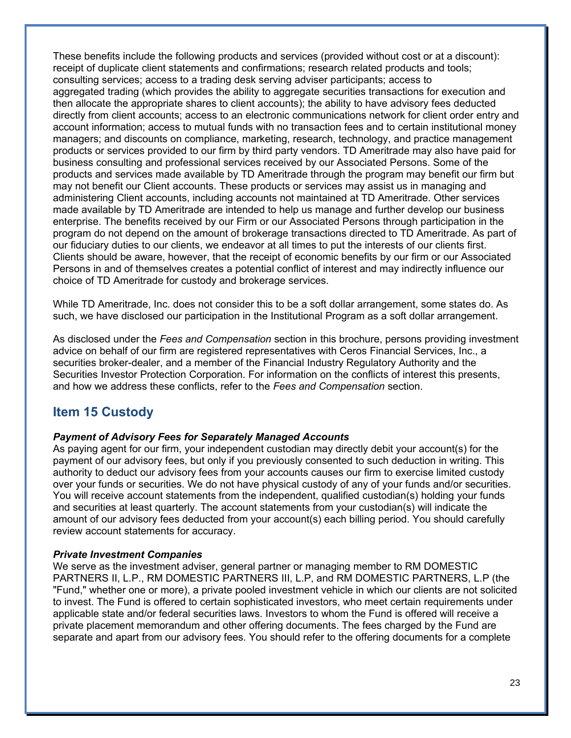These benefits include the following products and services (provided without cost or at a discount): receipt of duplicate client statements and confirmations; research related products and tools; consulting services; access to a trading desk serving adviser participants; access to aggregated trading (which provides the ability to aggregate securities transactions for execution and then allocate the appropriate shares to client accounts); the ability to have advisory fees deducted directly from client accounts; access to an electronic communications network for client order entry and account information; access to mutual funds with no transaction fees and to certain institutional money managers; and discounts on compliance, marketing, research, technology, and practice management products or services provided to our firm by third party vendors. TD Ameritrade may also have paid for business consulting and professional services received by our Associated Persons. Some of the products and services made available by TD Ameritrade through the program may benefit our firm but may not benefit our Client accounts. These products or services may assist us in managing and administering Client accounts, including accounts not maintained at TD Ameritrade. Other services made available by TD Ameritrade are intended to help us manage and further develop our business enterprise. The benefits received by our Firm or our Associated Persons through participation in the program do not depend on the amount of brokerage transactions directed to TD Ameritrade. As part of our fiduciary duties to our clients, we endeavor at all times to put the interests of our clients first. Clients should be aware, however, that the receipt of economic benefits by our firm or our Associated Persons in and of themselves creates a potential conflict of interest and may indirectly influence our choice of TD Ameritrade for custody and brokerage services.

While TD Ameritrade, Inc. does not consider this to be a soft dollar arrangement, some states do. As such, we have disclosed our participation in the Institutional Program as a soft dollar arrangement.

As disclosed under the *Fees and Compensation* section in this brochure, persons providing investment advice on behalf of our firm are registered representatives with Ceros Financial Services, Inc., a securities broker-dealer, and a member of the Financial Industry Regulatory Authority and the Securities Investor Protection Corporation. For information on the conflicts of interest this presents, and how we address these conflicts, refer to the *Fees and Compensation* section.

## Item 15 Custody

***Payment of Advisory Fees for Separately Managed Accounts***

As paying agent for our firm, your independent custodian may directly debit your account(s) for the payment of our advisory fees, but only if you previously consented to such deduction in writing. This authority to deduct our advisory fees from your accounts causes our firm to exercise limited custody over your funds or securities. We do not have physical custody of any of your funds and/or securities. You will receive account statements from the independent, qualified custodian(s) holding your funds and securities at least quarterly. The account statements from your custodian(s) will indicate the amount of our advisory fees deducted from your account(s) each billing period. You should carefully review account statements for accuracy.

***Private Investment Companies***

We serve as the investment adviser, general partner or managing member to RM DOMESTIC PARTNERS II, L.P., RM DOMESTIC PARTNERS III, L.P, and RM DOMESTIC PARTNERS, L.P (the "Fund," whether one or more), a private pooled investment vehicle in which our clients are not solicited to invest. The Fund is offered to certain sophisticated investors, who meet certain requirements under applicable state and/or federal securities laws. Investors to whom the Fund is offered will receive a private placement memorandum and other offering documents. The fees charged by the Fund are separate and apart from our advisory fees. You should refer to the offering documents for a complete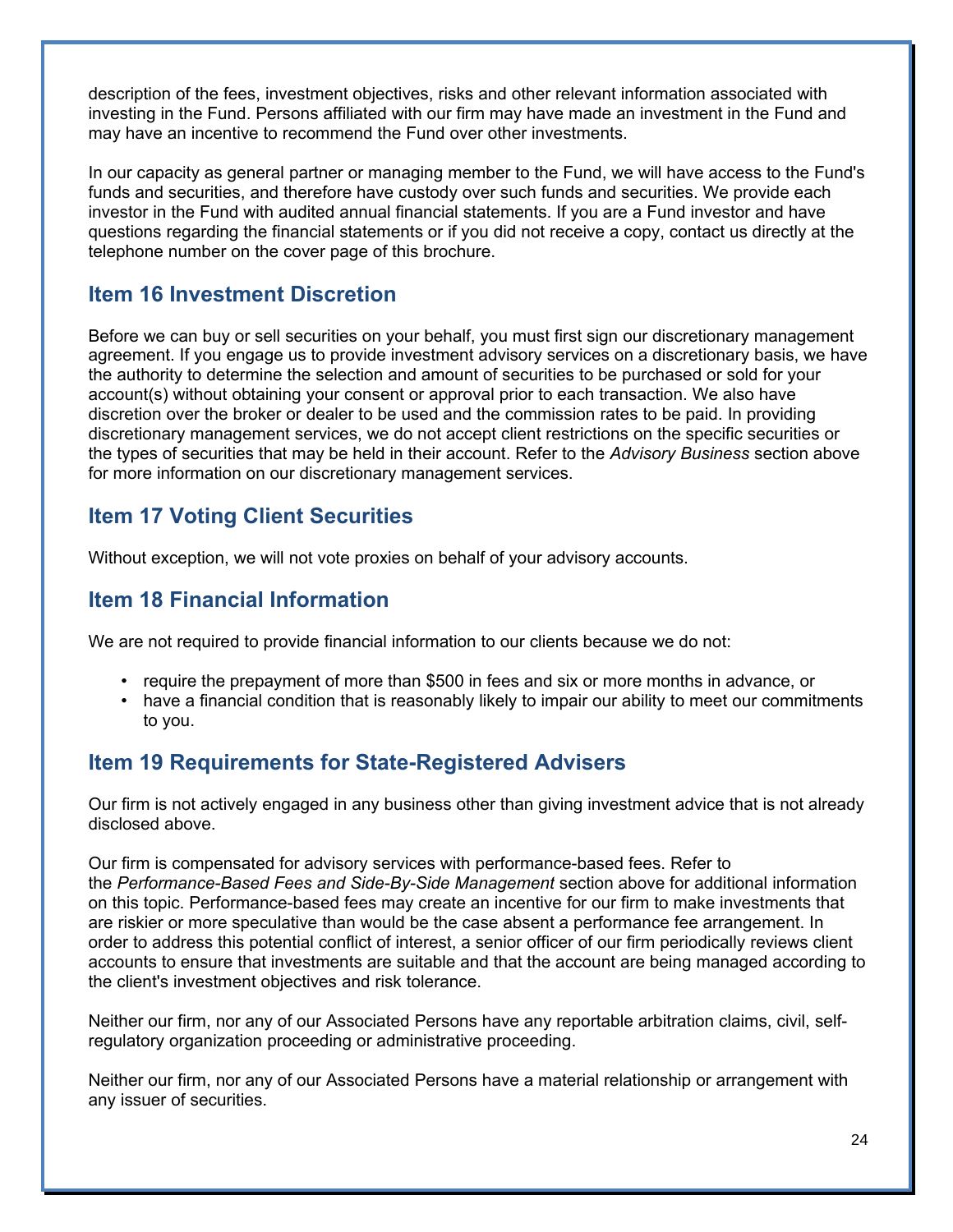description of the fees, investment objectives, risks and other relevant information associated with investing in the Fund. Persons affiliated with our firm may have made an investment in the Fund and may have an incentive to recommend the Fund over other investments.

In our capacity as general partner or managing member to the Fund, we will have access to the Fund's funds and securities, and therefore have custody over such funds and securities. We provide each investor in the Fund with audited annual financial statements. If you are a Fund investor and have questions regarding the financial statements or if you did not receive a copy, contact us directly at the telephone number on the cover page of this brochure.

## Item 16 Investment Discretion

Before we can buy or sell securities on your behalf, you must first sign our discretionary management agreement. If you engage us to provide investment advisory services on a discretionary basis, we have the authority to determine the selection and amount of securities to be purchased or sold for your account(s) without obtaining your consent or approval prior to each transaction. We also have discretion over the broker or dealer to be used and the commission rates to be paid. In providing discretionary management services, we do not accept client restrictions on the specific securities or the types of securities that may be held in their account. Refer to the *Advisory Business* section above for more information on our discretionary management services.

## Item 17 Voting Client Securities

Without exception, we will not vote proxies on behalf of your advisory accounts.

## Item 18 Financial Information

We are not required to provide financial information to our clients because we do not:

- require the prepayment of more than $500 in fees and six or more months in advance, or
- have a financial condition that is reasonably likely to impair our ability to meet our commitments to you.

## Item 19 Requirements for State-Registered Advisers

Our firm is not actively engaged in any business other than giving investment advice that is not already disclosed above.

Our firm is compensated for advisory services with performance-based fees. Refer to the *Performance-Based Fees and Side-By-Side Management* section above for additional information on this topic. Performance-based fees may create an incentive for our firm to make investments that are riskier or more speculative than would be the case absent a performance fee arrangement. In order to address this potential conflict of interest, a senior officer of our firm periodically reviews client accounts to ensure that investments are suitable and that the account are being managed according to the client's investment objectives and risk tolerance.

Neither our firm, nor any of our Associated Persons have any reportable arbitration claims, civil, self-regulatory organization proceeding or administrative proceeding.

Neither our firm, nor any of our Associated Persons have a material relationship or arrangement with any issuer of securities.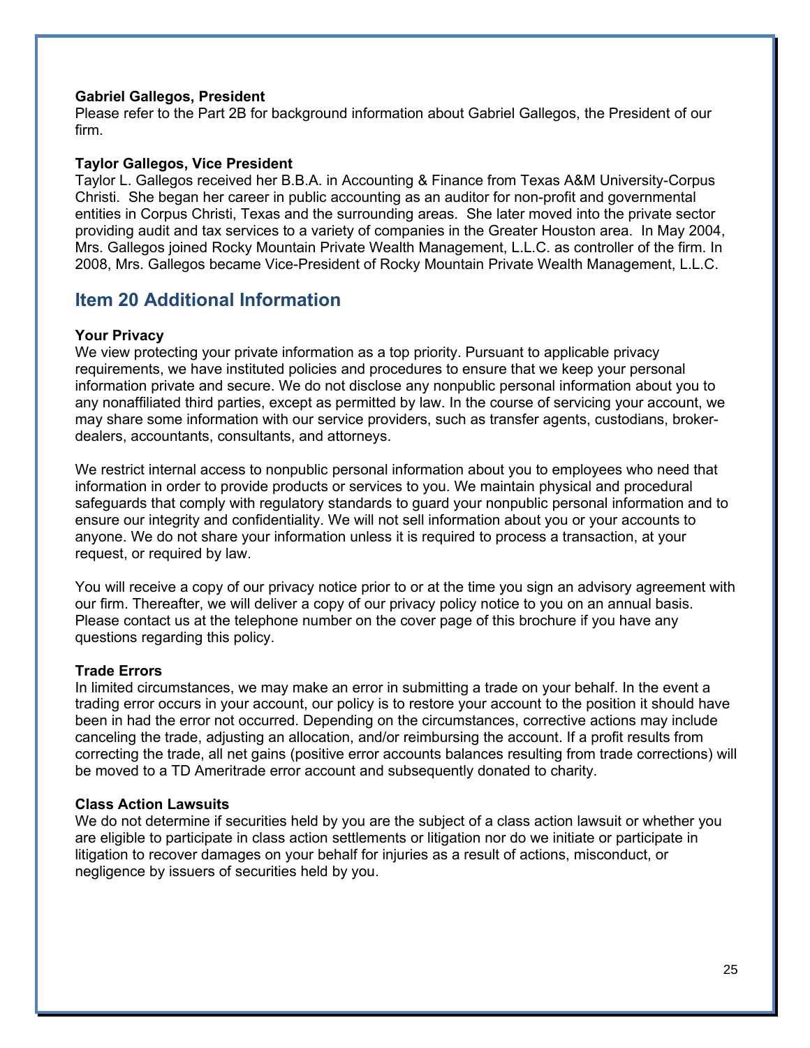**Gabriel Gallegos, President**
Please refer to the Part 2B for background information about Gabriel Gallegos, the President of our firm.

**Taylor Gallegos, Vice President**
Taylor L. Gallegos received her B.B.A. in Accounting & Finance from Texas A&M University-Corpus Christi. She began her career in public accounting as an auditor for non-profit and governmental entities in Corpus Christi, Texas and the surrounding areas. She later moved into the private sector providing audit and tax services to a variety of companies in the Greater Houston area. In May 2004, Mrs. Gallegos joined Rocky Mountain Private Wealth Management, L.L.C. as controller of the firm. In 2008, Mrs. Gallegos became Vice-President of Rocky Mountain Private Wealth Management, L.L.C.

## Item 20 Additional Information

**Your Privacy**
We view protecting your private information as a top priority. Pursuant to applicable privacy requirements, we have instituted policies and procedures to ensure that we keep your personal information private and secure. We do not disclose any nonpublic personal information about you to any nonaffiliated third parties, except as permitted by law. In the course of servicing your account, we may share some information with our service providers, such as transfer agents, custodians, broker-dealers, accountants, consultants, and attorneys.

We restrict internal access to nonpublic personal information about you to employees who need that information in order to provide products or services to you. We maintain physical and procedural safeguards that comply with regulatory standards to guard your nonpublic personal information and to ensure our integrity and confidentiality. We will not sell information about you or your accounts to anyone. We do not share your information unless it is required to process a transaction, at your request, or required by law.

You will receive a copy of our privacy notice prior to or at the time you sign an advisory agreement with our firm. Thereafter, we will deliver a copy of our privacy policy notice to you on an annual basis. Please contact us at the telephone number on the cover page of this brochure if you have any questions regarding this policy.

**Trade Errors**
In limited circumstances, we may make an error in submitting a trade on your behalf. In the event a trading error occurs in your account, our policy is to restore your account to the position it should have been in had the error not occurred. Depending on the circumstances, corrective actions may include canceling the trade, adjusting an allocation, and/or reimbursing the account. If a profit results from correcting the trade, all net gains (positive error accounts balances resulting from trade corrections) will be moved to a TD Ameritrade error account and subsequently donated to charity.

**Class Action Lawsuits**
We do not determine if securities held by you are the subject of a class action lawsuit or whether you are eligible to participate in class action settlements or litigation nor do we initiate or participate in litigation to recover damages on your behalf for injuries as a result of actions, misconduct, or negligence by issuers of securities held by you.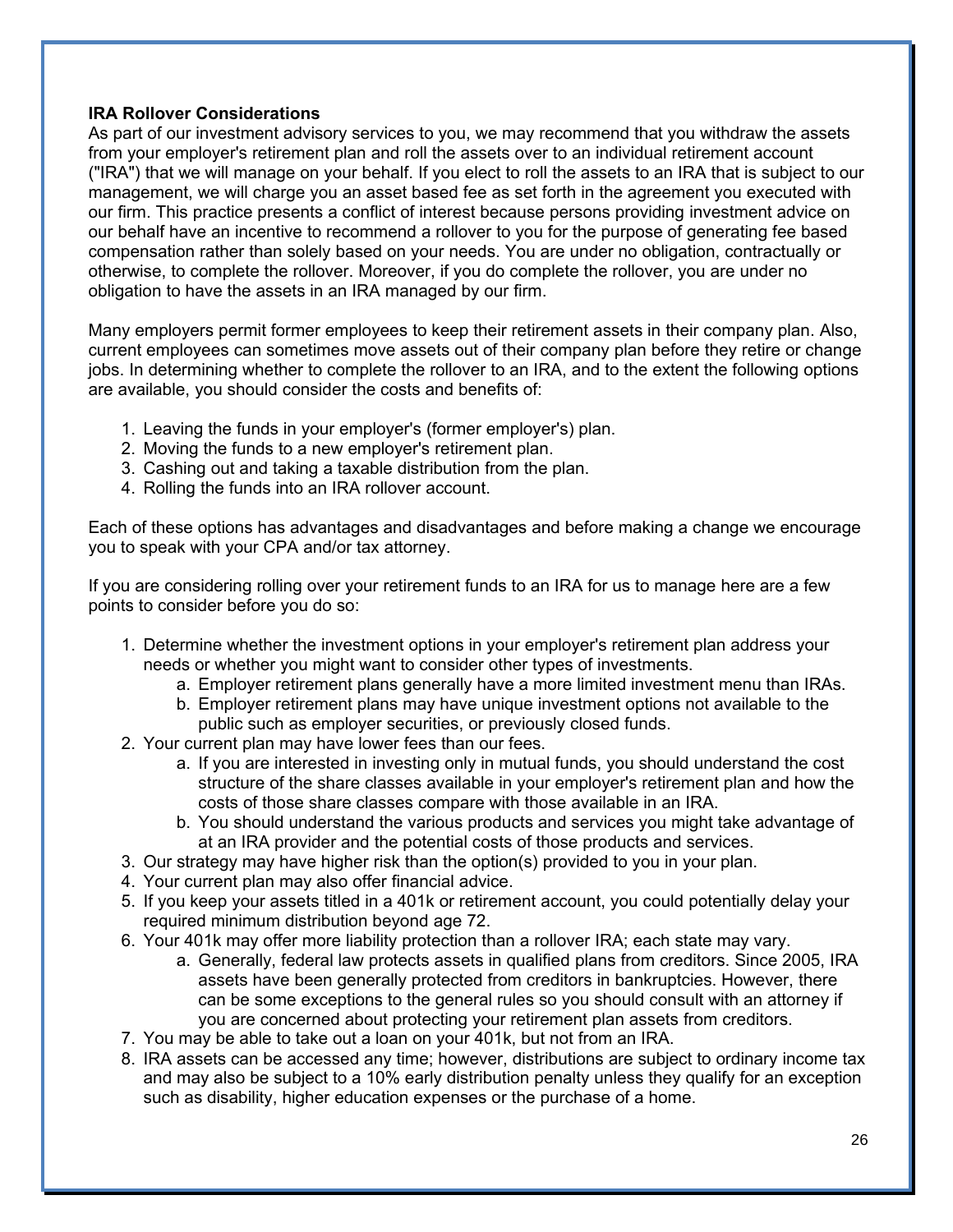**IRA Rollover Considerations**

As part of our investment advisory services to you, we may recommend that you withdraw the assets from your employer's retirement plan and roll the assets over to an individual retirement account ("IRA") that we will manage on your behalf. If you elect to roll the assets to an IRA that is subject to our management, we will charge you an asset based fee as set forth in the agreement you executed with our firm. This practice presents a conflict of interest because persons providing investment advice on our behalf have an incentive to recommend a rollover to you for the purpose of generating fee based compensation rather than solely based on your needs. You are under no obligation, contractually or otherwise, to complete the rollover. Moreover, if you do complete the rollover, you are under no obligation to have the assets in an IRA managed by our firm.

Many employers permit former employees to keep their retirement assets in their company plan. Also, current employees can sometimes move assets out of their company plan before they retire or change jobs. In determining whether to complete the rollover to an IRA, and to the extent the following options are available, you should consider the costs and benefits of:

1. Leaving the funds in your employer's (former employer's) plan.
2. Moving the funds to a new employer's retirement plan.
3. Cashing out and taking a taxable distribution from the plan.
4. Rolling the funds into an IRA rollover account.

Each of these options has advantages and disadvantages and before making a change we encourage you to speak with your CPA and/or tax attorney.

If you are considering rolling over your retirement funds to an IRA for us to manage here are a few points to consider before you do so:

1. Determine whether the investment options in your employer's retirement plan address your needs or whether you might want to consider other types of investments.
   a. Employer retirement plans generally have a more limited investment menu than IRAs.
   b. Employer retirement plans may have unique investment options not available to the public such as employer securities, or previously closed funds.
2. Your current plan may have lower fees than our fees.
   a. If you are interested in investing only in mutual funds, you should understand the cost structure of the share classes available in your employer's retirement plan and how the costs of those share classes compare with those available in an IRA.
   b. You should understand the various products and services you might take advantage of at an IRA provider and the potential costs of those products and services.
3. Our strategy may have higher risk than the option(s) provided to you in your plan.
4. Your current plan may also offer financial advice.
5. If you keep your assets titled in a 401k or retirement account, you could potentially delay your required minimum distribution beyond age 72.
6. Your 401k may offer more liability protection than a rollover IRA; each state may vary.
   a. Generally, federal law protects assets in qualified plans from creditors. Since 2005, IRA assets have been generally protected from creditors in bankruptcies. However, there can be some exceptions to the general rules so you should consult with an attorney if you are concerned about protecting your retirement plan assets from creditors.
7. You may be able to take out a loan on your 401k, but not from an IRA.
8. IRA assets can be accessed any time; however, distributions are subject to ordinary income tax and may also be subject to a 10% early distribution penalty unless they qualify for an exception such as disability, higher education expenses or the purchase of a home.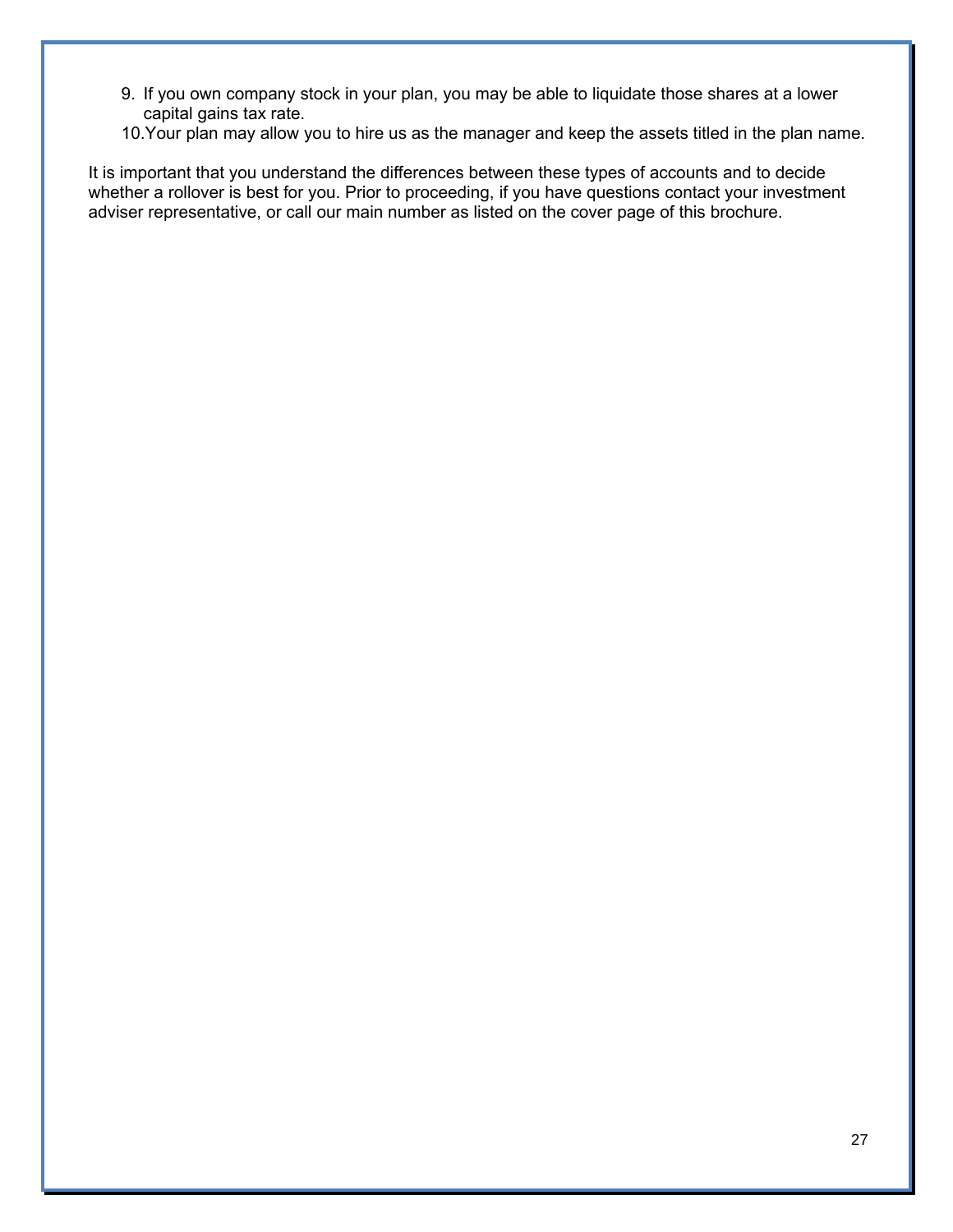9. If you own company stock in your plan, you may be able to liquidate those shares at a lower capital gains tax rate.
10. Your plan may allow you to hire us as the manager and keep the assets titled in the plan name.

It is important that you understand the differences between these types of accounts and to decide whether a rollover is best for you. Prior to proceeding, if you have questions contact your investment adviser representative, or call our main number as listed on the cover page of this brochure.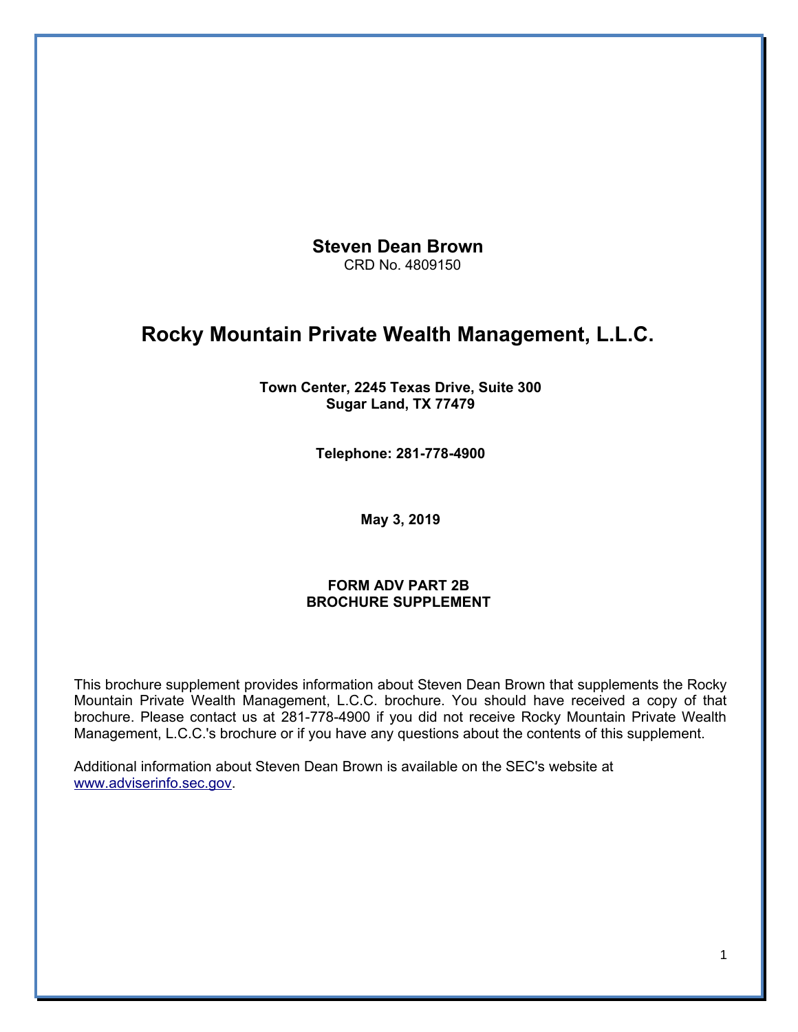**Steven Dean Brown**

CRD No. 4809150

# Rocky Mountain Private Wealth Management, L.L.C.

**Town Center, 2245 Texas Drive, Suite 300**
**Sugar Land, TX 77479**

**Telephone: 281-778-4900**

**May 3, 2019**

**FORM ADV PART 2B**
**BROCHURE SUPPLEMENT**

This brochure supplement provides information about Steven Dean Brown that supplements the Rocky Mountain Private Wealth Management, L.C.C. brochure. You should have received a copy of that brochure. Please contact us at 281-778-4900 if you did not receive Rocky Mountain Private Wealth Management, L.C.C.'s brochure or if you have any questions about the contents of this supplement.

Additional information about Steven Dean Brown is available on the SEC's website at [www.adviserinfo.sec.gov](http://www.adviserinfo.sec.gov).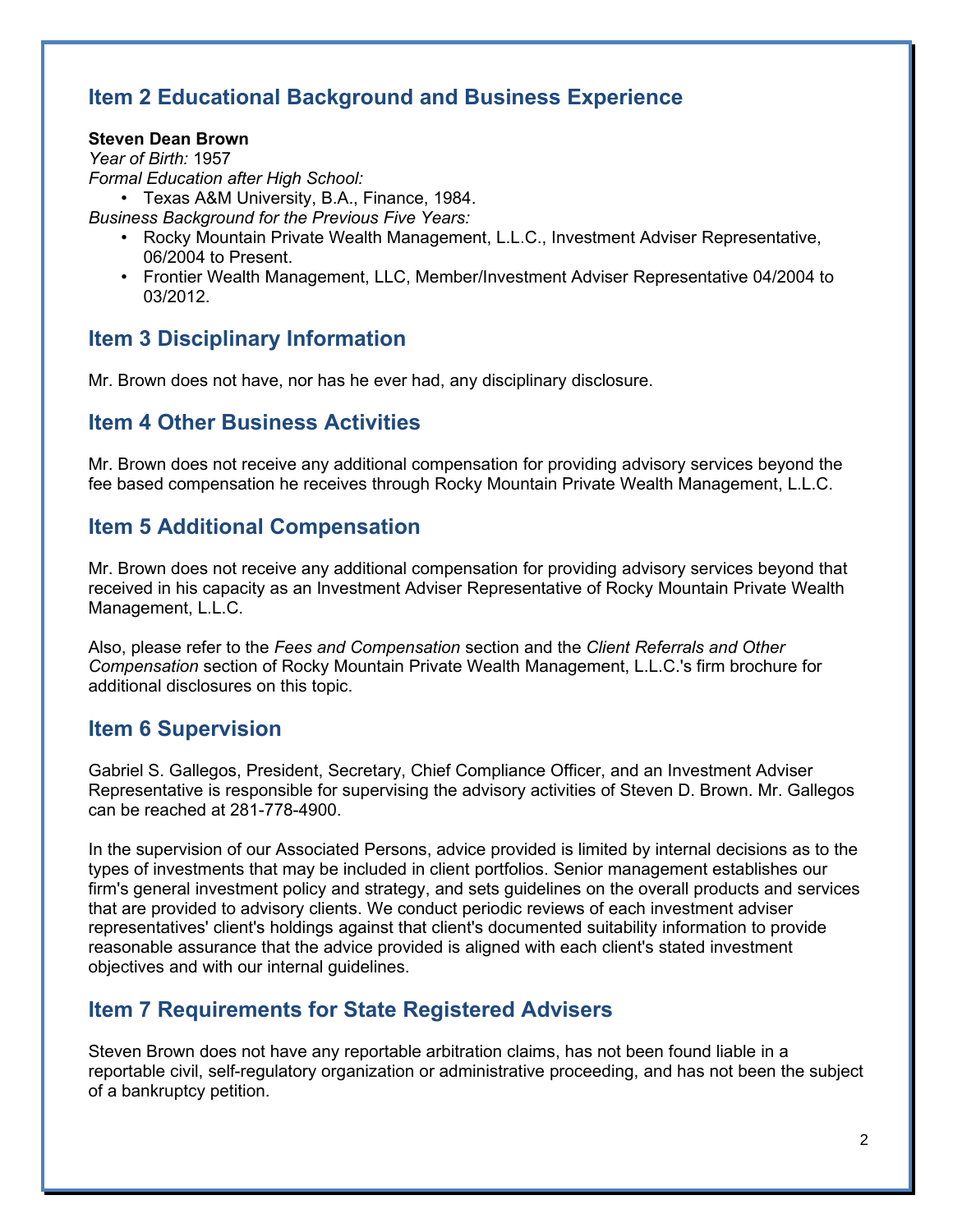## Item 2 Educational Background and Business Experience

**Steven Dean Brown**
*Year of Birth:* 1957
*Formal Education after High School:*

- Texas A&M University, B.A., Finance, 1984.

*Business Background for the Previous Five Years:*

- Rocky Mountain Private Wealth Management, L.L.C., Investment Adviser Representative, 06/2004 to Present.
- Frontier Wealth Management, LLC, Member/Investment Adviser Representative 04/2004 to 03/2012.

## Item 3 Disciplinary Information

Mr. Brown does not have, nor has he ever had, any disciplinary disclosure.

## Item 4 Other Business Activities

Mr. Brown does not receive any additional compensation for providing advisory services beyond the fee based compensation he receives through Rocky Mountain Private Wealth Management, L.L.C.

## Item 5 Additional Compensation

Mr. Brown does not receive any additional compensation for providing advisory services beyond that received in his capacity as an Investment Adviser Representative of Rocky Mountain Private Wealth Management, L.L.C.

Also, please refer to the *Fees and Compensation* section and the *Client Referrals and Other Compensation* section of Rocky Mountain Private Wealth Management, L.L.C.'s firm brochure for additional disclosures on this topic.

## Item 6 Supervision

Gabriel S. Gallegos, President, Secretary, Chief Compliance Officer, and an Investment Adviser Representative is responsible for supervising the advisory activities of Steven D. Brown. Mr. Gallegos can be reached at 281-778-4900.

In the supervision of our Associated Persons, advice provided is limited by internal decisions as to the types of investments that may be included in client portfolios. Senior management establishes our firm's general investment policy and strategy, and sets guidelines on the overall products and services that are provided to advisory clients. We conduct periodic reviews of each investment adviser representatives' client's holdings against that client's documented suitability information to provide reasonable assurance that the advice provided is aligned with each client's stated investment objectives and with our internal guidelines.

## Item 7 Requirements for State Registered Advisers

Steven Brown does not have any reportable arbitration claims, has not been found liable in a reportable civil, self-regulatory organization or administrative proceeding, and has not been the subject of a bankruptcy petition.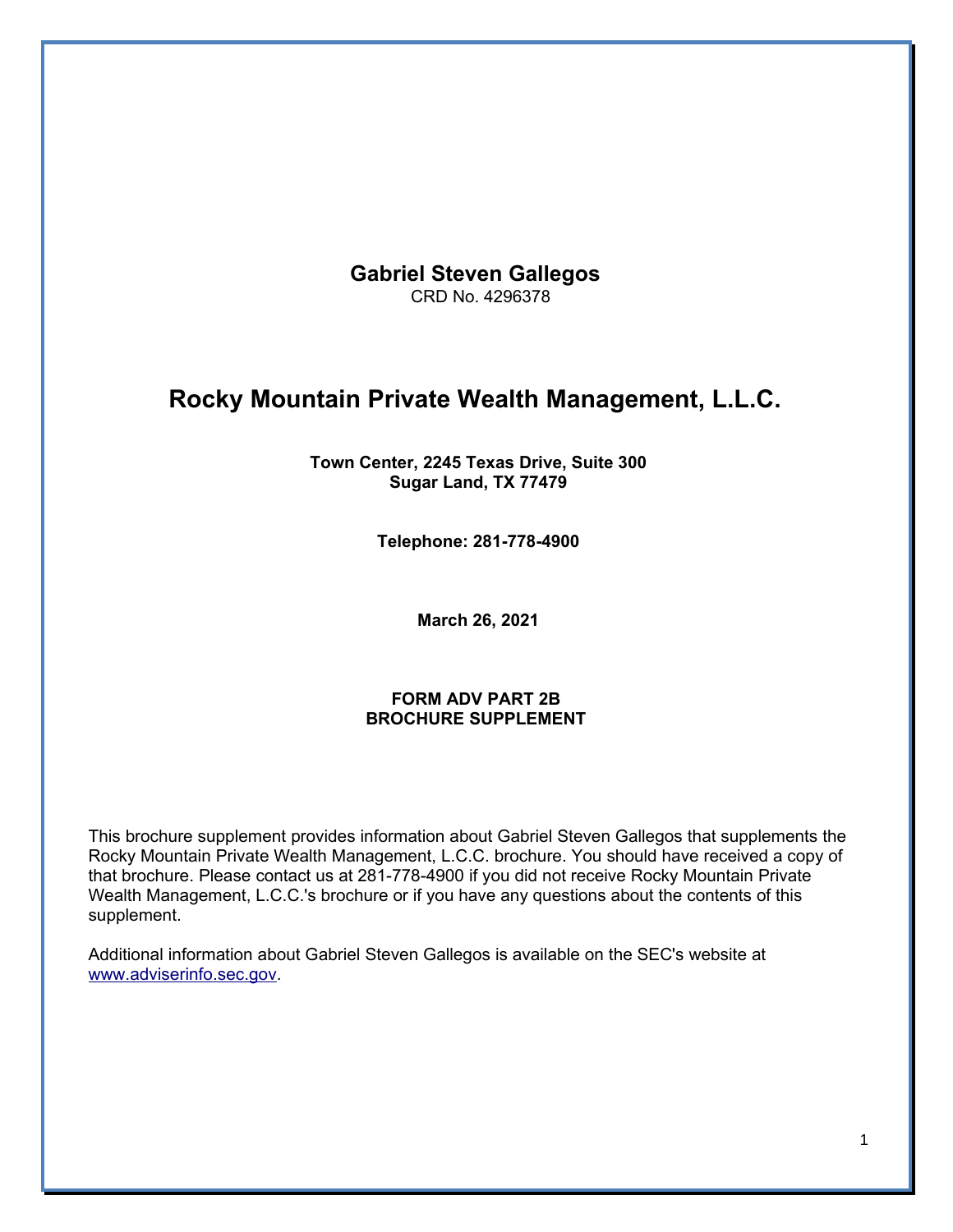**Gabriel Steven Gallegos**
CRD No. 4296378

# Rocky Mountain Private Wealth Management, L.L.C.

**Town Center, 2245 Texas Drive, Suite 300**
**Sugar Land, TX 77479**

**Telephone: 281-778-4900**

**March 26, 2021**

**FORM ADV PART 2B**
**BROCHURE SUPPLEMENT**

This brochure supplement provides information about Gabriel Steven Gallegos that supplements the Rocky Mountain Private Wealth Management, L.C.C. brochure. You should have received a copy of that brochure. Please contact us at 281-778-4900 if you did not receive Rocky Mountain Private Wealth Management, L.C.C.'s brochure or if you have any questions about the contents of this supplement.

Additional information about Gabriel Steven Gallegos is available on the SEC's website at www.adviserinfo.sec.gov.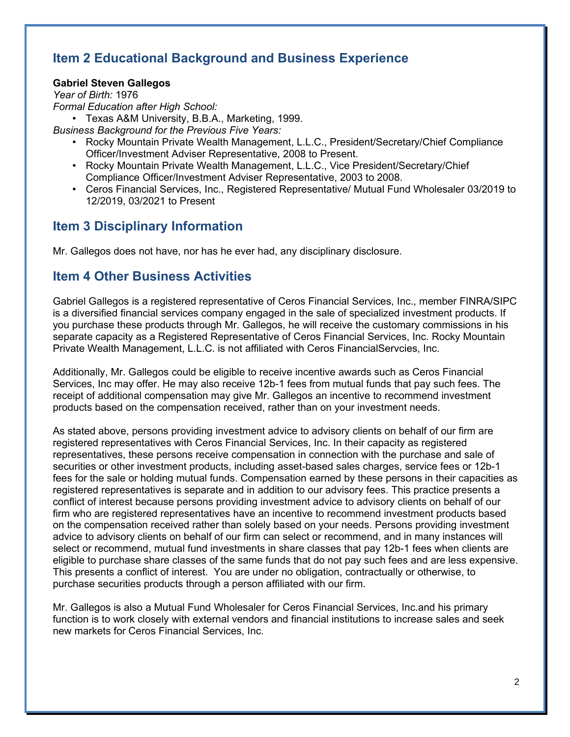## Item 2 Educational Background and Business Experience

**Gabriel Steven Gallegos**
*Year of Birth:* 1976
*Formal Education after High School:*

- Texas A&M University, B.B.A., Marketing, 1999.

*Business Background for the Previous Five Years:*

- Rocky Mountain Private Wealth Management, L.L.C., President/Secretary/Chief Compliance Officer/Investment Adviser Representative, 2008 to Present.
- Rocky Mountain Private Wealth Management, L.L.C., Vice President/Secretary/Chief Compliance Officer/Investment Adviser Representative, 2003 to 2008.
- Ceros Financial Services, Inc., Registered Representative/ Mutual Fund Wholesaler 03/2019 to 12/2019, 03/2021 to Present

## Item 3 Disciplinary Information

Mr. Gallegos does not have, nor has he ever had, any disciplinary disclosure.

## Item 4 Other Business Activities

Gabriel Gallegos is a registered representative of Ceros Financial Services, Inc., member FINRA/SIPC is a diversified financial services company engaged in the sale of specialized investment products. If you purchase these products through Mr. Gallegos, he will receive the customary commissions in his separate capacity as a Registered Representative of Ceros Financial Services, Inc. Rocky Mountain Private Wealth Management, L.L.C. is not affiliated with Ceros FinancialServcies, Inc.

Additionally, Mr. Gallegos could be eligible to receive incentive awards such as Ceros Financial Services, Inc may offer. He may also receive 12b-1 fees from mutual funds that pay such fees. The receipt of additional compensation may give Mr. Gallegos an incentive to recommend investment products based on the compensation received, rather than on your investment needs.

As stated above, persons providing investment advice to advisory clients on behalf of our firm are registered representatives with Ceros Financial Services, Inc. In their capacity as registered representatives, these persons receive compensation in connection with the purchase and sale of securities or other investment products, including asset-based sales charges, service fees or 12b-1 fees for the sale or holding mutual funds. Compensation earned by these persons in their capacities as registered representatives is separate and in addition to our advisory fees. This practice presents a conflict of interest because persons providing investment advice to advisory clients on behalf of our firm who are registered representatives have an incentive to recommend investment products based on the compensation received rather than solely based on your needs. Persons providing investment advice to advisory clients on behalf of our firm can select or recommend, and in many instances will select or recommend, mutual fund investments in share classes that pay 12b-1 fees when clients are eligible to purchase share classes of the same funds that do not pay such fees and are less expensive. This presents a conflict of interest. You are under no obligation, contractually or otherwise, to purchase securities products through a person affiliated with our firm.

Mr. Gallegos is also a Mutual Fund Wholesaler for Ceros Financial Services, Inc.and his primary function is to work closely with external vendors and financial institutions to increase sales and seek new markets for Ceros Financial Services, Inc.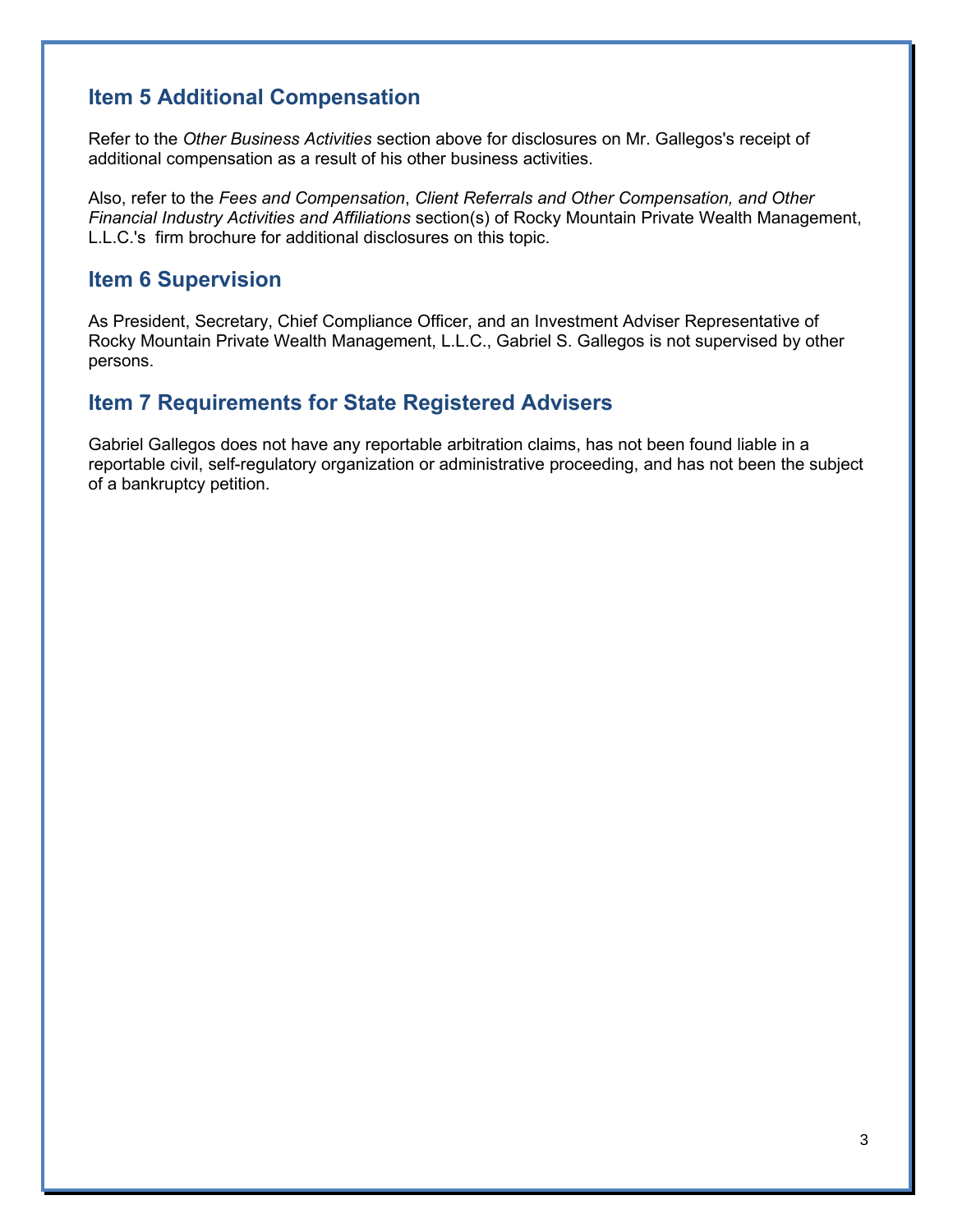## Item 5 Additional Compensation

Refer to the *Other Business Activities* section above for disclosures on Mr. Gallegos's receipt of additional compensation as a result of his other business activities.

Also, refer to the *Fees and Compensation*, *Client Referrals and Other Compensation, and Other Financial Industry Activities and Affiliations* section(s) of Rocky Mountain Private Wealth Management, L.L.C.'s firm brochure for additional disclosures on this topic.

## Item 6 Supervision

As President, Secretary, Chief Compliance Officer, and an Investment Adviser Representative of Rocky Mountain Private Wealth Management, L.L.C., Gabriel S. Gallegos is not supervised by other persons.

## Item 7 Requirements for State Registered Advisers

Gabriel Gallegos does not have any reportable arbitration claims, has not been found liable in a reportable civil, self-regulatory organization or administrative proceeding, and has not been the subject of a bankruptcy petition.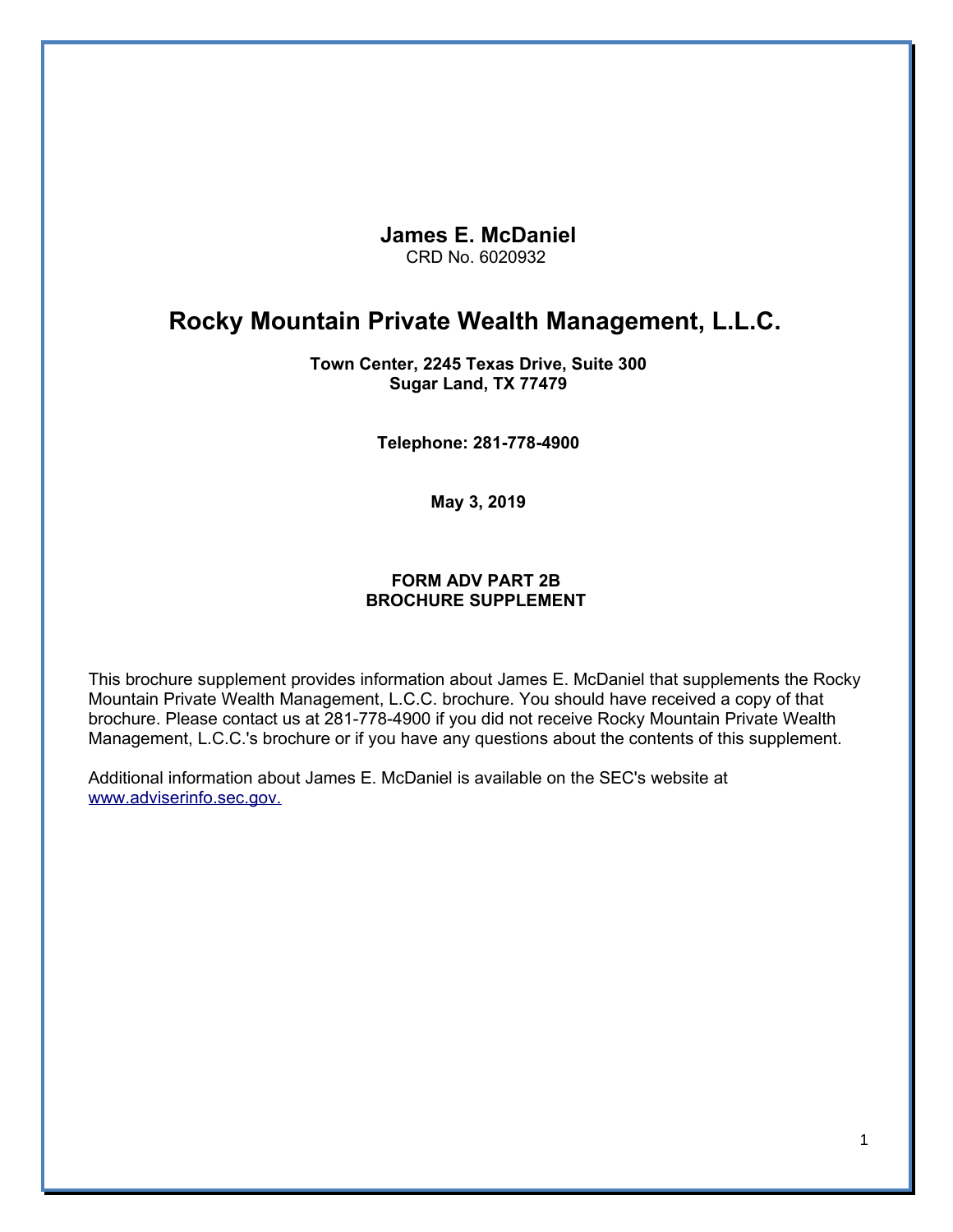# James E. McDaniel

CRD No. 6020932

# Rocky Mountain Private Wealth Management, L.L.C.

**Town Center, 2245 Texas Drive, Suite 300**
**Sugar Land, TX 77479**

**Telephone: 281-778-4900**

**May 3, 2019**

**FORM ADV PART 2B**
**BROCHURE SUPPLEMENT**

This brochure supplement provides information about James E. McDaniel that supplements the Rocky Mountain Private Wealth Management, L.C.C. brochure. You should have received a copy of that brochure. Please contact us at 281-778-4900 if you did not receive Rocky Mountain Private Wealth Management, L.C.C.'s brochure or if you have any questions about the contents of this supplement.

Additional information about James E. McDaniel is available on the SEC's website at [www.adviserinfo.sec.gov.](http://www.adviserinfo.sec.gov)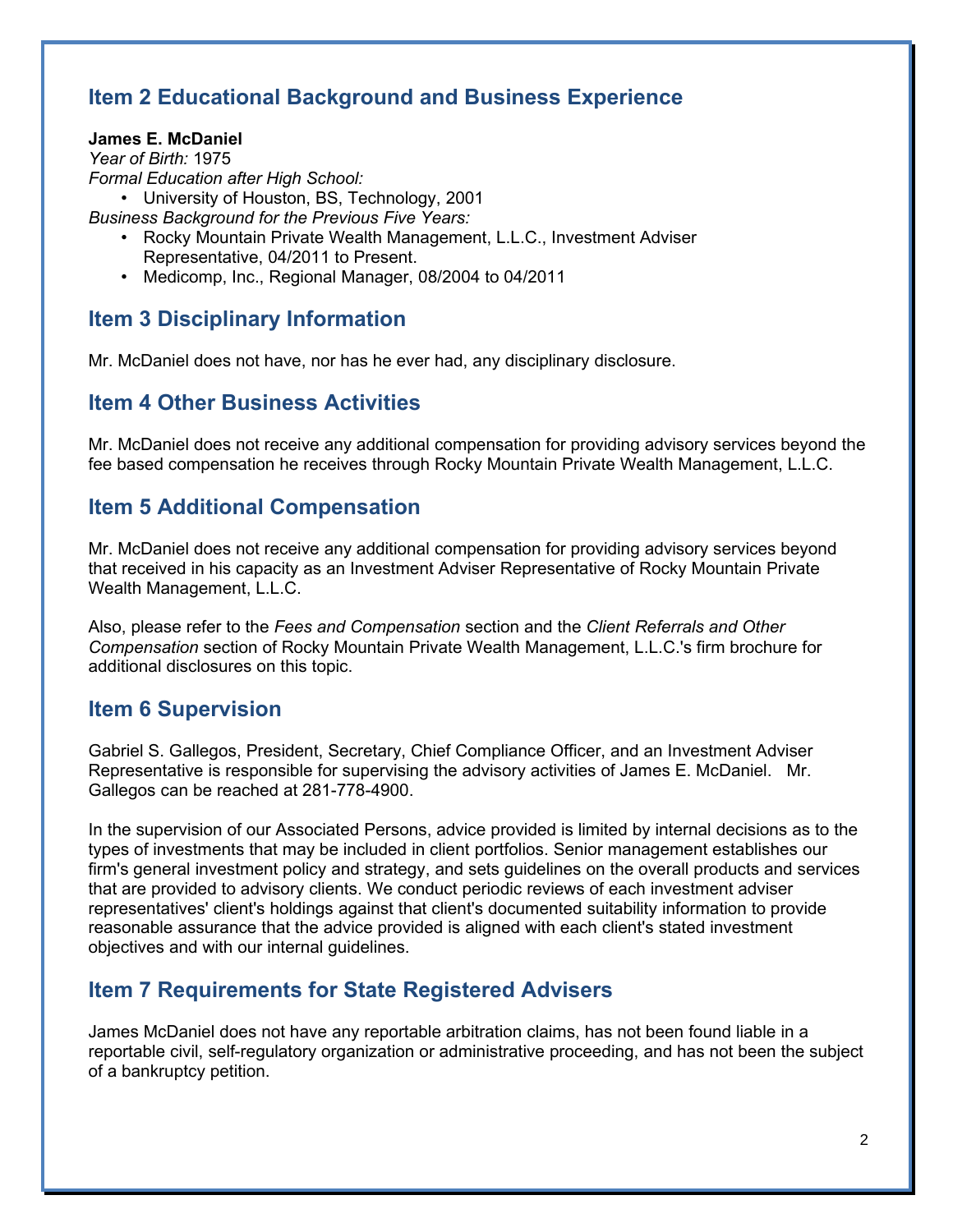## Item 2 Educational Background and Business Experience

**James E. McDaniel**
*Year of Birth:* 1975
*Formal Education after High School:*

- University of Houston, BS, Technology, 2001

*Business Background for the Previous Five Years:*

- Rocky Mountain Private Wealth Management, L.L.C., Investment Adviser Representative, 04/2011 to Present.
- Medicomp, Inc., Regional Manager, 08/2004 to 04/2011

## Item 3 Disciplinary Information

Mr. McDaniel does not have, nor has he ever had, any disciplinary disclosure.

## Item 4 Other Business Activities

Mr. McDaniel does not receive any additional compensation for providing advisory services beyond the fee based compensation he receives through Rocky Mountain Private Wealth Management, L.L.C.

## Item 5 Additional Compensation

Mr. McDaniel does not receive any additional compensation for providing advisory services beyond that received in his capacity as an Investment Adviser Representative of Rocky Mountain Private Wealth Management, L.L.C.

Also, please refer to the *Fees and Compensation* section and the *Client Referrals and Other Compensation* section of Rocky Mountain Private Wealth Management, L.L.C.'s firm brochure for additional disclosures on this topic.

## Item 6 Supervision

Gabriel S. Gallegos, President, Secretary, Chief Compliance Officer, and an Investment Adviser Representative is responsible for supervising the advisory activities of James E. McDaniel. Mr. Gallegos can be reached at 281-778-4900.

In the supervision of our Associated Persons, advice provided is limited by internal decisions as to the types of investments that may be included in client portfolios. Senior management establishes our firm's general investment policy and strategy, and sets guidelines on the overall products and services that are provided to advisory clients. We conduct periodic reviews of each investment adviser representatives' client's holdings against that client's documented suitability information to provide reasonable assurance that the advice provided is aligned with each client's stated investment objectives and with our internal guidelines.

## Item 7 Requirements for State Registered Advisers

James McDaniel does not have any reportable arbitration claims, has not been found liable in a reportable civil, self-regulatory organization or administrative proceeding, and has not been the subject of a bankruptcy petition.